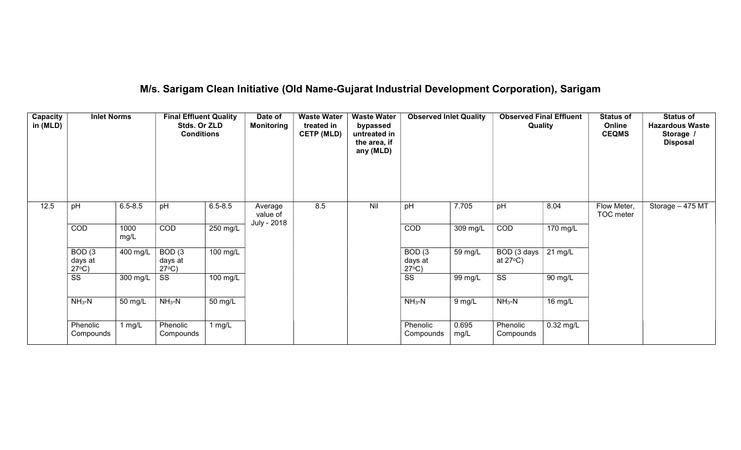# M/s. Sarigam Clean Initiative (Old Name-Gujarat Industrial Development Corporation), Sarigam

| Capacity in (MLD) | Inlet Norms | | Final Effluent Quality Stds. Or ZLD Conditions | | Date of Monitoring | Waste Water treated in CETP (MLD) | Waste Water bypassed untreated in the area, if any (MLD) | Observed Inlet Quality | | Observed Final Effluent Quality | | Status of Online CEQMS | Status of Hazardous Waste Storage / Disposal |
|---|---|---|---|---|---|---|---|---|---|---|---|---|---|
| 12.5 | pH | 6.5-8.5 | pH | 6.5-8.5 | Average value of July - 2018 | 8.5 | Nil | pH | 7.705 | pH | 8.04 | Flow Meter, TOC meter | Storage – 475 MT |
| | COD | 1000 mg/L | COD | 250 mg/L | | | | COD | 309 mg/L | COD | 170 mg/L | | |
| | BOD (3 days at 27°C) | 400 mg/L | BOD (3 days at 27°C) | 100 mg/L | | | | BOD (3 days at 27°C) | 59 mg/L | BOD (3 days at 27°C) | 21 mg/L | | |
| | SS | 300 mg/L | SS | 100 mg/L | | | | SS | 99 mg/L | SS | 90 mg/L | | |
| | $NH_3$-N | 50 mg/L | $NH_3$-N | 50 mg/L | | | | $NH_3$-N | 9 mg/L | $NH_3$-N | 16 mg/L | | |
| | Phenolic Compounds | 1 mg/L | Phenolic Compounds | 1 mg/L | | | | Phenolic Compounds | 0.695 mg/L | Phenolic Compounds | 0.32 mg/L | | |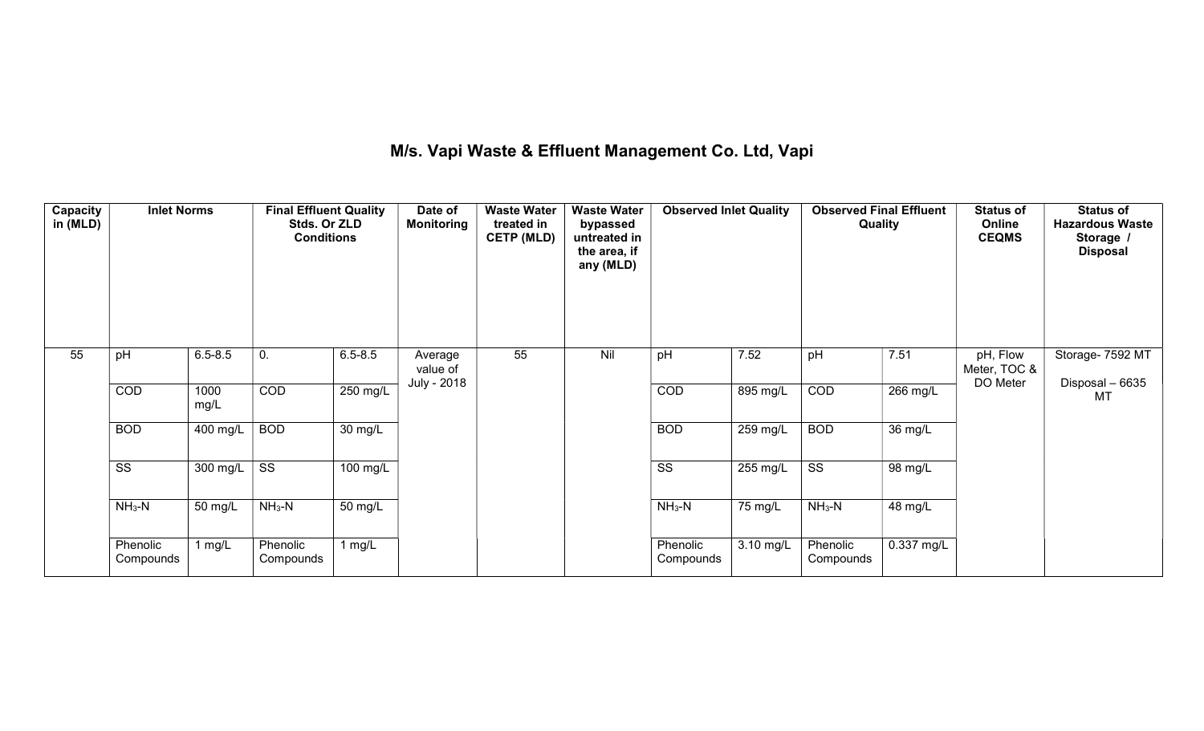# M/s. Vapi Waste & Effluent Management Co. Ltd, Vapi

| Capacity in (MLD) | Inlet Norms | | Final Effluent Quality Stds. Or ZLD Conditions | | Date of Monitoring | Waste Water treated in CETP (MLD) | Waste Water bypassed untreated in the area, if any (MLD) | Observed Inlet Quality | | Observed Final Effluent Quality | | Status of Online CEQMS | Status of Hazardous Waste Storage / Disposal |
|---|---|---|---|---|---|---|---|---|---|---|---|---|---|
| 55 | pH | 6.5-8.5 | 0. | 6.5-8.5 | Average value of July - 2018 | 55 | Nil | pH | 7.52 | pH | 7.51 | pH, Flow Meter, TOC & DO Meter | Storage- 7592 MT<br>Disposal – 6635 MT |
| | COD | 1000 mg/L | COD | 250 mg/L | | | | COD | 895 mg/L | COD | 266 mg/L | | |
| | BOD | 400 mg/L | BOD | 30 mg/L | | | | BOD | 259 mg/L | BOD | 36 mg/L | | |
| | SS | 300 mg/L | SS | 100 mg/L | | | | SS | 255 mg/L | SS | 98 mg/L | | |
| | $NH_3$-N | 50 mg/L | $NH_3$-N | 50 mg/L | | | | $NH_3$-N | 75 mg/L | $NH_3$-N | 48 mg/L | | |
| | Phenolic Compounds | 1 mg/L | Phenolic Compounds | 1 mg/L | | | | Phenolic Compounds | 3.10 mg/L | Phenolic Compounds | 0.337 mg/L | | |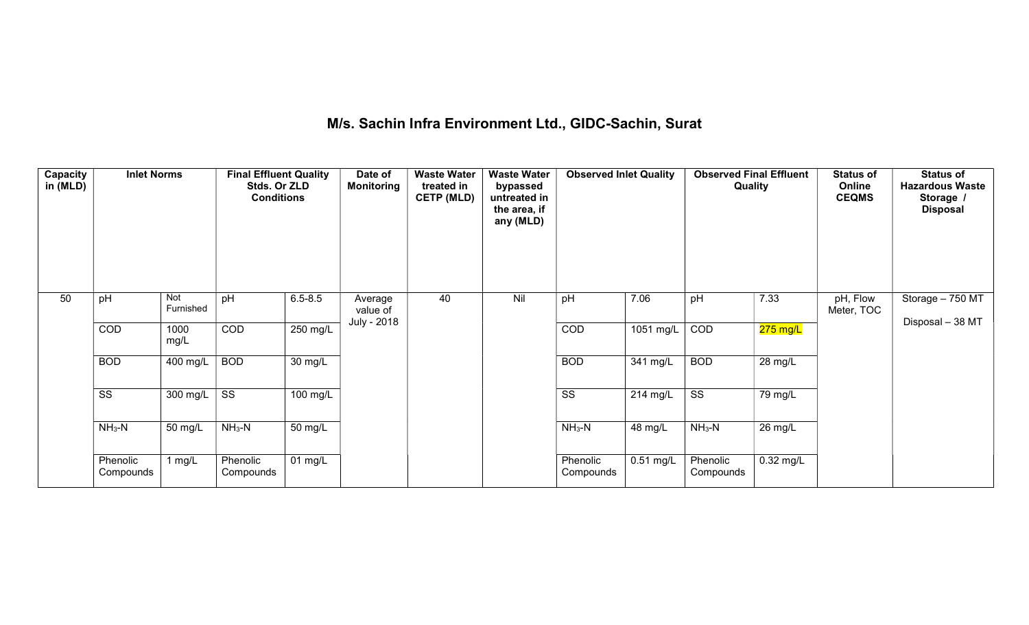# M/s. Sachin Infra Environment Ltd., GIDC-Sachin, Surat

| Capacity in (MLD) | Inlet Norms | | Final Effluent Quality Stds. Or ZLD Conditions | | Date of Monitoring | Waste Water treated in CETP (MLD) | Waste Water bypassed untreated in the area, if any (MLD) | Observed Inlet Quality | | Observed Final Effluent Quality | | Status of Online CEQMS | Status of Hazardous Waste Storage / Disposal |
|---|---|---|---|---|---|---|---|---|---|---|---|---|---|
| 50 | pH | Not Furnished | pH | 6.5-8.5 | Average value of July - 2018 | 40 | Nil | pH | 7.06 | pH | 7.33 | pH, Flow Meter, TOC | Storage – 750 MT<br>Disposal – 38 MT |
| | COD | 1000 mg/L | COD | 250 mg/L | | | | COD | 1051 mg/L | COD | 275 mg/L | | |
| | BOD | 400 mg/L | BOD | 30 mg/L | | | | BOD | 341 mg/L | BOD | 28 mg/L | | |
| | SS | 300 mg/L | SS | 100 mg/L | | | | SS | 214 mg/L | SS | 79 mg/L | | |
| | $NH_3$-N | 50 mg/L | $NH_3$-N | 50 mg/L | | | | $NH_3$-N | 48 mg/L | $NH_3$-N | 26 mg/L | | |
| | Phenolic Compounds | 1 mg/L | Phenolic Compounds | 01 mg/L | | | | Phenolic Compounds | 0.51 mg/L | Phenolic Compounds | 0.32 mg/L | | |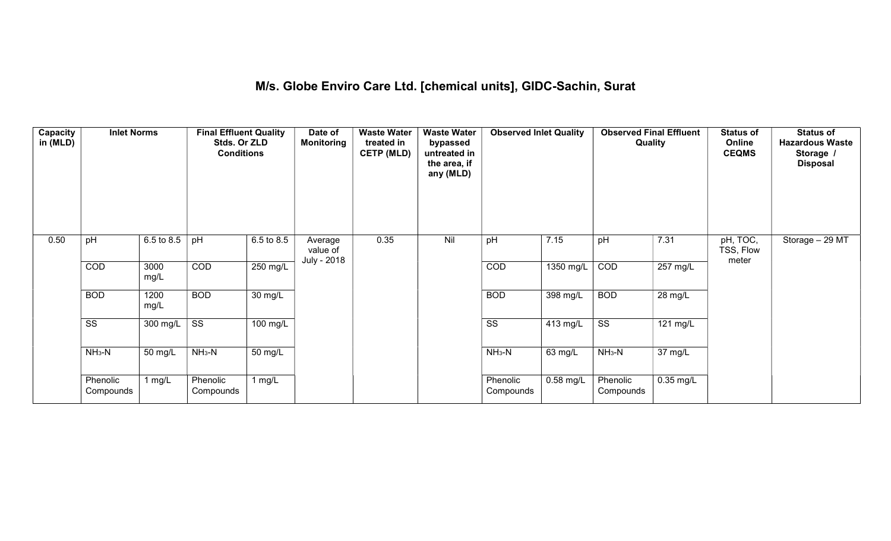# M/s. Globe Enviro Care Ltd. [chemical units], GIDC-Sachin, Surat

| Capacity in (MLD) | Inlet Norms | | Final Effluent Quality Stds. Or ZLD Conditions | | Date of Monitoring | Waste Water treated in CETP (MLD) | Waste Water bypassed untreated in the area, if any (MLD) | Observed Inlet Quality | | Observed Final Effluent Quality | | Status of Online CEQMS | Status of Hazardous Waste Storage / Disposal |
|---|---|---|---|---|---|---|---|---|---|---|---|---|---|
| 0.50 | pH | 6.5 to 8.5 | pH | 6.5 to 8.5 | Average value of July - 2018 | 0.35 | Nil | pH | 7.15 | pH | 7.31 | pH, TOC, TSS, Flow meter | Storage – 29 MT |
| | COD | 3000 mg/L | COD | 250 mg/L | | | | COD | 1350 mg/L | COD | 257 mg/L | | |
| | BOD | 1200 mg/L | BOD | 30 mg/L | | | | BOD | 398 mg/L | BOD | 28 mg/L | | |
| | SS | 300 mg/L | SS | 100 mg/L | | | | SS | 413 mg/L | SS | 121 mg/L | | |
| | $NH_3$-N | 50 mg/L | $NH_3$-N | 50 mg/L | | | | $NH_3$-N | 63 mg/L | $NH_3$-N | 37 mg/L | | |
| | Phenolic Compounds | 1 mg/L | Phenolic Compounds | 1 mg/L | | | | Phenolic Compounds | 0.58 mg/L | Phenolic Compounds | 0.35 mg/L | | |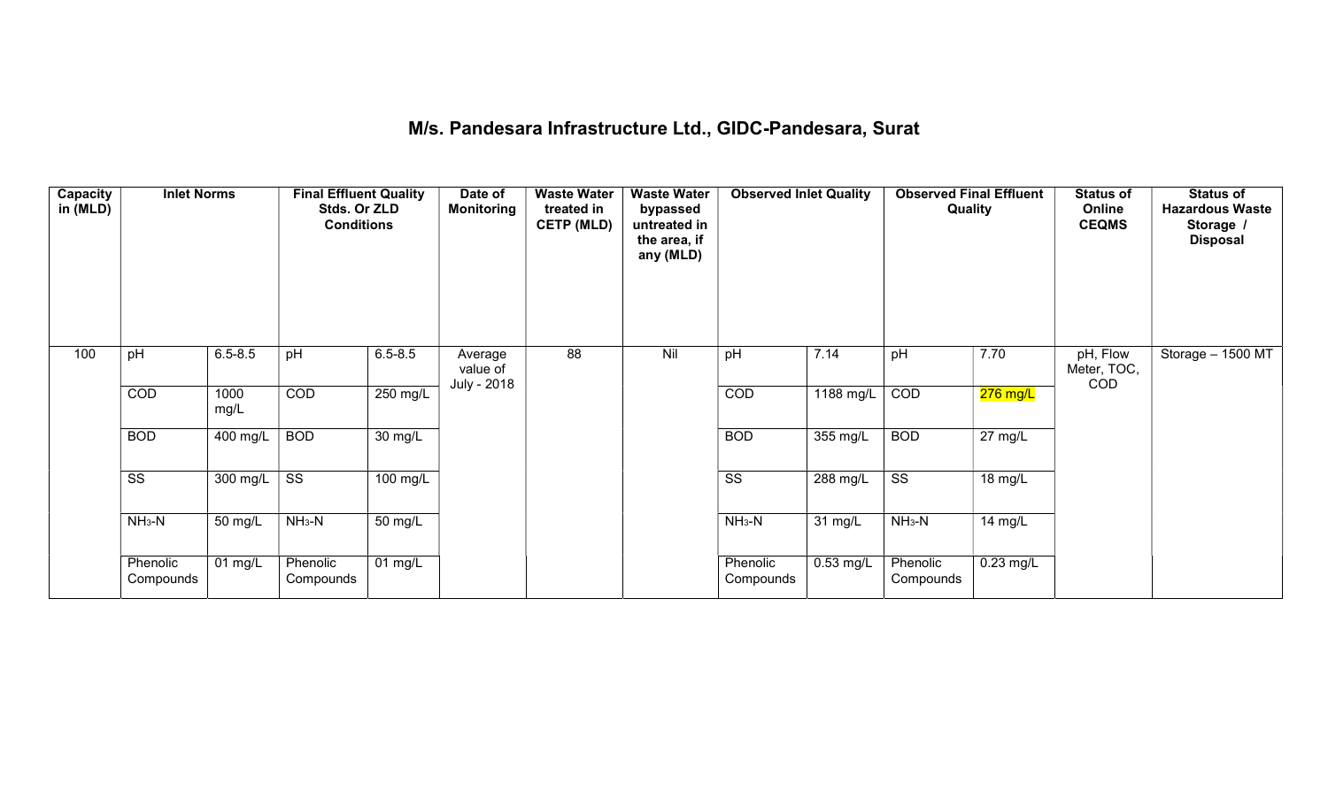# M/s. Pandesara Infrastructure Ltd., GIDC-Pandesara, Surat

| Capacity in (MLD) | Inlet Norms | | Final Effluent Quality Stds. Or ZLD Conditions | | Date of Monitoring | Waste Water treated in CETP (MLD) | Waste Water bypassed untreated in the area, if any (MLD) | Observed Inlet Quality | | Observed Final Effluent Quality | | Status of Online CEQMS | Status of Hazardous Waste Storage / Disposal |
|---|---|---|---|---|---|---|---|---|---|---|---|---|---|
| 100 | pH | 6.5-8.5 | pH | 6.5-8.5 | Average value of July - 2018 | 88 | Nil | pH | 7.14 | pH | 7.70 | pH, Flow Meter, TOC, COD | Storage – 1500 MT |
| | COD | 1000 mg/L | COD | 250 mg/L | | | | COD | 1188 mg/L | COD | 276 mg/L | | |
| | BOD | 400 mg/L | BOD | 30 mg/L | | | | BOD | 355 mg/L | BOD | 27 mg/L | | |
| | SS | 300 mg/L | SS | 100 mg/L | | | | SS | 288 mg/L | SS | 18 mg/L | | |
| | $NH_3$-N | 50 mg/L | $NH_3$-N | 50 mg/L | | | | $NH_3$-N | 31 mg/L | $NH_3$-N | 14 mg/L | | |
| | Phenolic Compounds | 01 mg/L | Phenolic Compounds | 01 mg/L | | | | Phenolic Compounds | 0.53 mg/L | Phenolic Compounds | 0.23 mg/L | | |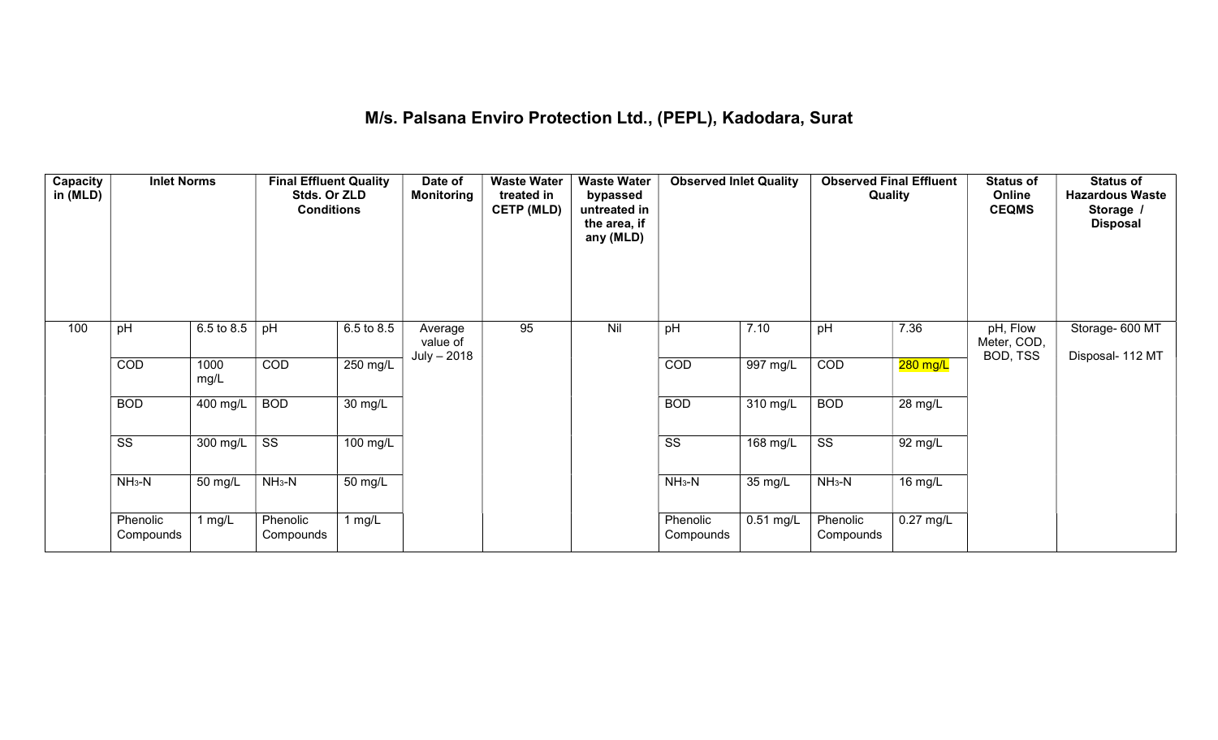# M/s. Palsana Enviro Protection Ltd., (PEPL), Kadodara, Surat

| Capacity in (MLD) | Inlet Norms | | Final Effluent Quality Stds. Or ZLD Conditions | | Date of Monitoring | Waste Water treated in CETP (MLD) | Waste Water bypassed untreated in the area, if any (MLD) | Observed Inlet Quality | | Observed Final Effluent Quality | | Status of Online CEQMS | Status of Hazardous Waste Storage / Disposal |
|---|---|---|---|---|---|---|---|---|---|---|---|---|---|
| 100 | pH | 6.5 to 8.5 | pH | 6.5 to 8.5 | Average value of July – 2018 | 95 | Nil | pH | 7.10 | pH | 7.36 | pH, Flow Meter, COD, BOD, TSS | Storage- 600 MT<br>Disposal- 112 MT |
| | COD | 1000 mg/L | COD | 250 mg/L | | | | COD | 997 mg/L | COD | 280 mg/L | | |
| | BOD | 400 mg/L | BOD | 30 mg/L | | | | BOD | 310 mg/L | BOD | 28 mg/L | | |
| | SS | 300 mg/L | SS | 100 mg/L | | | | SS | 168 mg/L | SS | 92 mg/L | | |
| | $NH_3$-N | 50 mg/L | $NH_3$-N | 50 mg/L | | | | $NH_3$-N | 35 mg/L | $NH_3$-N | 16 mg/L | | |
| | Phenolic Compounds | 1 mg/L | Phenolic Compounds | 1 mg/L | | | | Phenolic Compounds | 0.51 mg/L | Phenolic Compounds | 0.27 mg/L | | |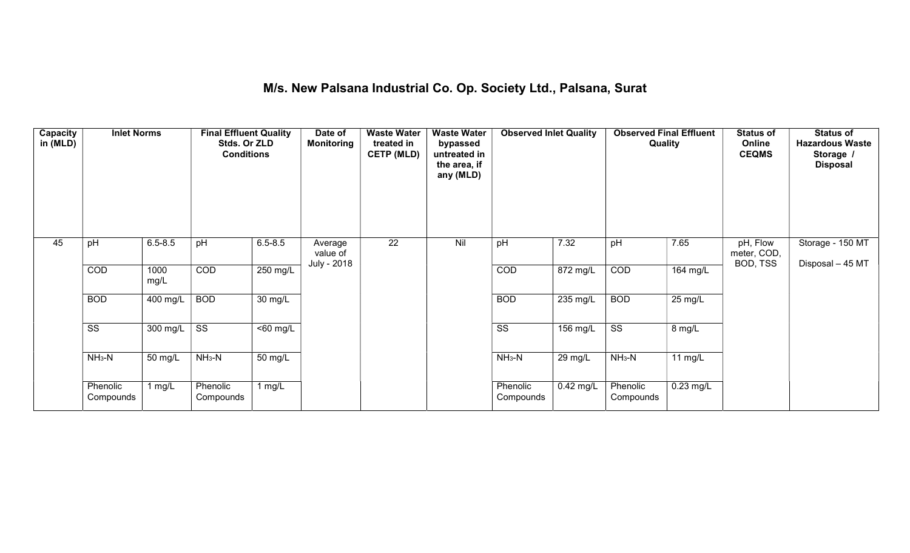# M/s. New Palsana Industrial Co. Op. Society Ltd., Palsana, Surat

| Capacity in (MLD) | Inlet Norms | | Final Effluent Quality Stds. Or ZLD Conditions | | Date of Monitoring | Waste Water treated in CETP (MLD) | Waste Water bypassed untreated in the area, if any (MLD) | Observed Inlet Quality | | Observed Final Effluent Quality | | Status of Online CEQMS | Status of Hazardous Waste Storage / Disposal |
|---|---|---|---|---|---|---|---|---|---|---|---|---|---|
| 45 | pH | 6.5-8.5 | pH | 6.5-8.5 | Average value of July - 2018 | 22 | Nil | pH | 7.32 | pH | 7.65 | pH, Flow meter, COD, BOD, TSS | Storage - 150 MT Disposal – 45 MT |
| | COD | 1000 mg/L | COD | 250 mg/L | | | | COD | 872 mg/L | COD | 164 mg/L | | |
| | BOD | 400 mg/L | BOD | 30 mg/L | | | | BOD | 235 mg/L | BOD | 25 mg/L | | |
| | SS | 300 mg/L | SS | <60 mg/L | | | | SS | 156 mg/L | SS | 8 mg/L | | |
| | $NH_3$-N | 50 mg/L | $NH_3$-N | 50 mg/L | | | | $NH_3$-N | 29 mg/L | $NH_3$-N | 11 mg/L | | |
| | Phenolic Compounds | 1 mg/L | Phenolic Compounds | 1 mg/L | | | | Phenolic Compounds | 0.42 mg/L | Phenolic Compounds | 0.23 mg/L | | |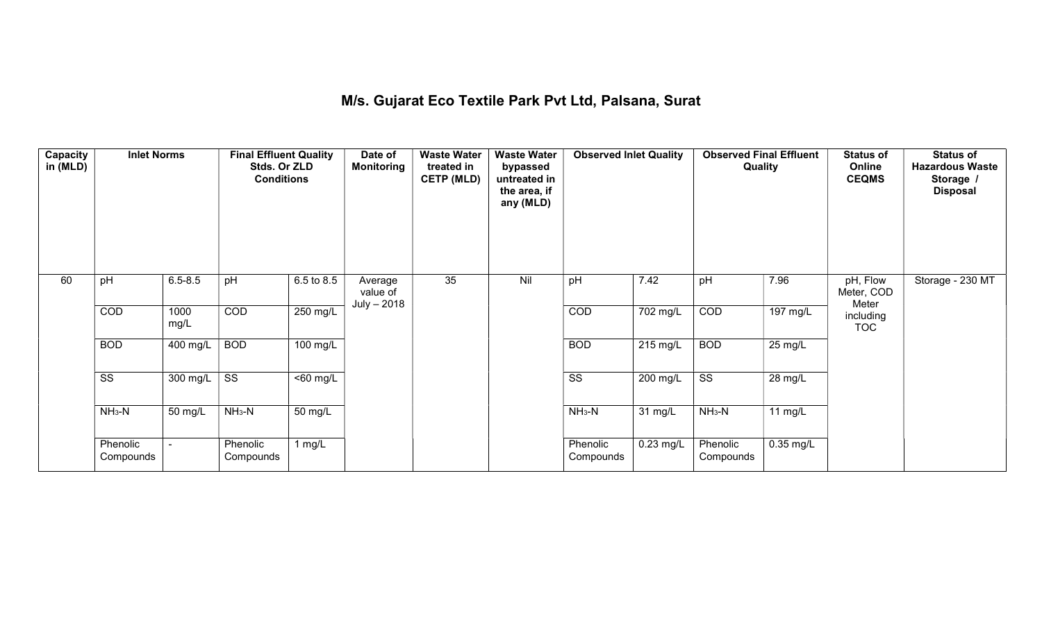# M/s. Gujarat Eco Textile Park Pvt Ltd, Palsana, Surat

| Capacity in (MLD) | Inlet Norms | | Final Effluent Quality Stds. Or ZLD Conditions | | Date of Monitoring | Waste Water treated in CETP (MLD) | Waste Water bypassed untreated in the area, if any (MLD) | Observed Inlet Quality | | Observed Final Effluent Quality | | Status of Online CEQMS | Status of Hazardous Waste Storage / Disposal |
|---|---|---|---|---|---|---|---|---|---|---|---|---|---|
| 60 | pH | 6.5-8.5 | pH | 6.5 to 8.5 | Average value of July – 2018 | 35 | Nil | pH | 7.42 | pH | 7.96 | pH, Flow Meter, COD Meter including TOC | Storage - 230 MT |
| | COD | 1000 mg/L | COD | 250 mg/L | | | | COD | 702 mg/L | COD | 197 mg/L | | |
| | BOD | 400 mg/L | BOD | 100 mg/L | | | | BOD | 215 mg/L | BOD | 25 mg/L | | |
| | SS | 300 mg/L | SS | <60 mg/L | | | | SS | 200 mg/L | SS | 28 mg/L | | |
| | $NH_3$-N | 50 mg/L | $NH_3$-N | 50 mg/L | | | | $NH_3$-N | 31 mg/L | $NH_3$-N | 11 mg/L | | |
| | Phenolic Compounds | - | Phenolic Compounds | 1 mg/L | | | | Phenolic Compounds | 0.23 mg/L | Phenolic Compounds | 0.35 mg/L | | |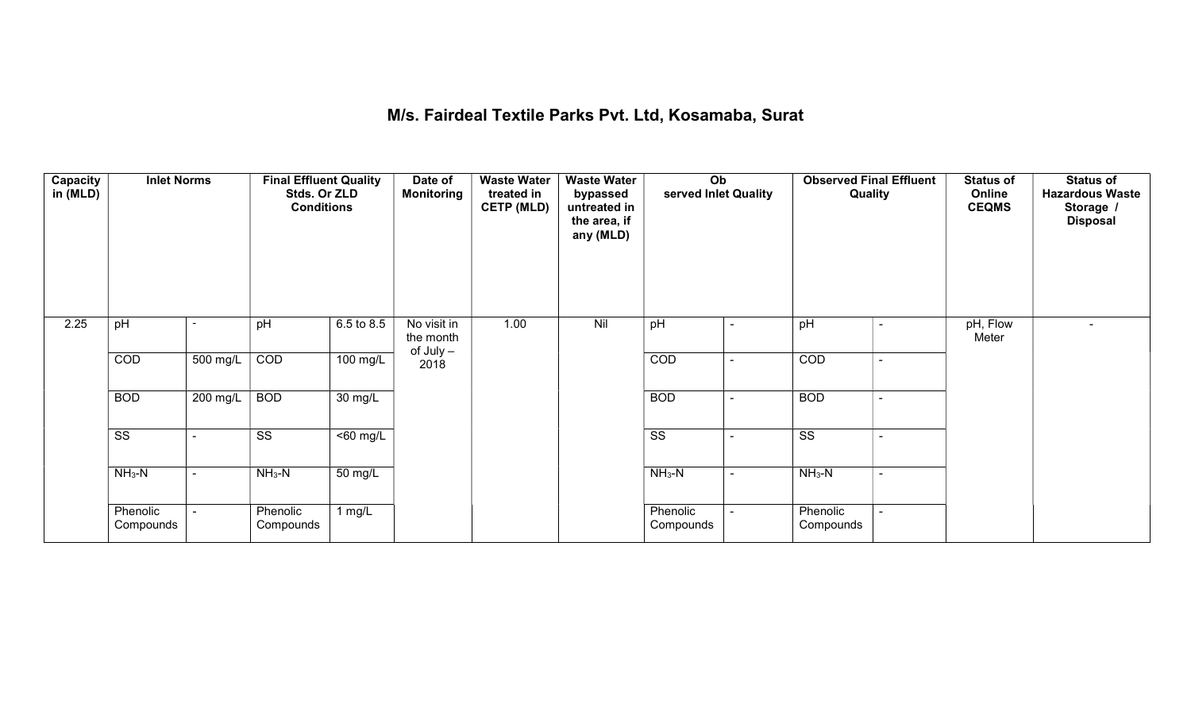# M/s. Fairdeal Textile Parks Pvt. Ltd, Kosamaba, Surat

| Capacity in (MLD) | Inlet Norms | | Final Effluent Quality Stds. Or ZLD Conditions | | Date of Monitoring | Waste Water treated in CETP (MLD) | Waste Water bypassed untreated in the area, if any (MLD) | Observed Inlet Quality | | Observed Final Effluent Quality | | Status of Online CEQMS | Status of Hazardous Waste Storage / Disposal |
|---|---|---|---|---|---|---|---|---|---|---|---|---|---|
| 2.25 | pH | - | pH | 6.5 to 8.5 | No visit in the month of July – 2018 | 1.00 | Nil | pH | - | pH | - | pH, Flow Meter | - |
| | COD | 500 mg/L | COD | 100 mg/L | | | | COD | - | COD | - | | |
| | BOD | 200 mg/L | BOD | 30 mg/L | | | | BOD | - | BOD | - | | |
| | SS | - | SS | <60 mg/L | | | | SS | - | SS | - | | |
| | $NH_3$-N | - | $NH_3$-N | 50 mg/L | | | | $NH_3$-N | - | $NH_3$-N | - | | |
| | Phenolic Compounds | - | Phenolic Compounds | 1 mg/L | | | | Phenolic Compounds | - | Phenolic Compounds | - | | |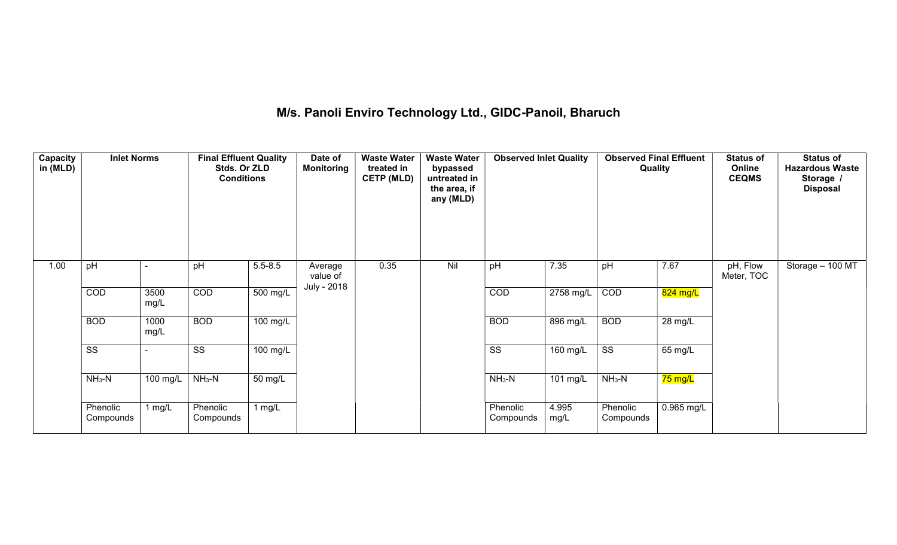## M/s. Panoli Enviro Technology Ltd., GIDC-Panoil, Bharuch

| Capacity in (MLD) | Inlet Norms | | Final Effluent Quality Stds. Or ZLD Conditions | | Date of Monitoring | Waste Water treated in CETP (MLD) | Waste Water bypassed untreated in the area, if any (MLD) | Observed Inlet Quality | | Observed Final Effluent Quality | | Status of Online CEQMS | Status of Hazardous Waste Storage / Disposal |
|---|---|---|---|---|---|---|---|---|---|---|---|---|---|
| 1.00 | pH | - | pH | 5.5-8.5 | Average value of July - 2018 | 0.35 | Nil | pH | 7.35 | pH | 7.67 | pH, Flow Meter, TOC | Storage – 100 MT |
| | COD | 3500 mg/L | COD | 500 mg/L | | | | COD | 2758 mg/L | COD | 824 mg/L | | |
| | BOD | 1000 mg/L | BOD | 100 mg/L | | | | BOD | 896 mg/L | BOD | 28 mg/L | | |
| | SS | - | SS | 100 mg/L | | | | SS | 160 mg/L | SS | 65 mg/L | | |
| | $NH_3$-N | 100 mg/L | $NH_3$-N | 50 mg/L | | | | $NH_3$-N | 101 mg/L | $NH_3$-N | 75 mg/L | | |
| | Phenolic Compounds | 1 mg/L | Phenolic Compounds | 1 mg/L | | | | Phenolic Compounds | 4.995 mg/L | Phenolic Compounds | 0.965 mg/L | | |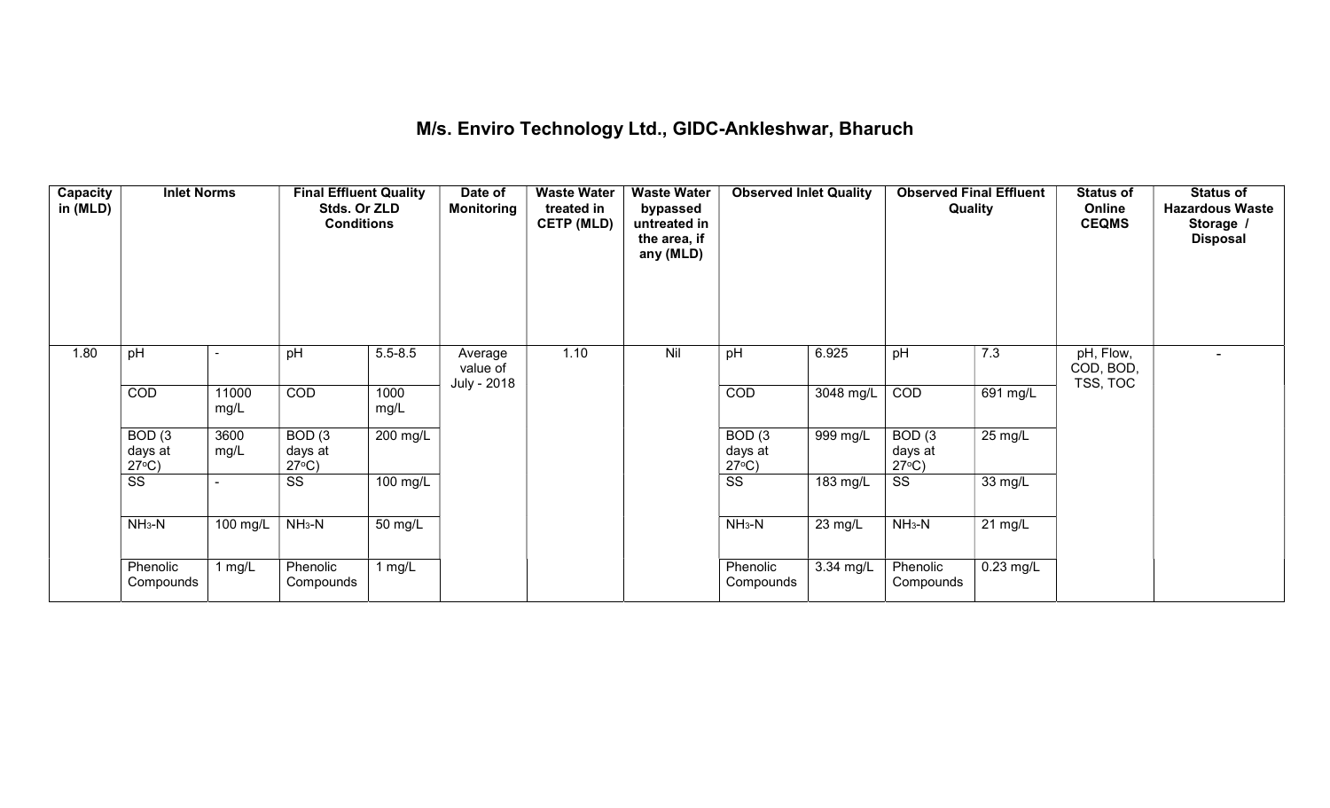# M/s. Enviro Technology Ltd., GIDC-Ankleshwar, Bharuch

| Capacity in (MLD) | Inlet Norms | | Final Effluent Quality Stds. Or ZLD Conditions | | Date of Monitoring | Waste Water treated in CETP (MLD) | Waste Water bypassed untreated in the area, if any (MLD) | Observed Inlet Quality | | Observed Final Effluent Quality | | Status of Online CEQMS | Status of Hazardous Waste Storage / Disposal |
|---|---|---|---|---|---|---|---|---|---|---|---|---|---|
| 1.80 | pH | - | pH | 5.5-8.5 | Average value of July - 2018 | 1.10 | Nil | pH | 6.925 | pH | 7.3 | pH, Flow, COD, BOD, TSS, TOC | - |
| | COD | 11000 mg/L | COD | 1000 mg/L | | | | COD | 3048 mg/L | COD | 691 mg/L | | |
| | BOD (3 days at 27°C) | 3600 mg/L | BOD (3 days at 27°C) | 200 mg/L | | | | BOD (3 days at 27°C) | 999 mg/L | BOD (3 days at 27°C) | 25 mg/L | | |
| | SS | - | SS | 100 mg/L | | | | SS | 183 mg/L | SS | 33 mg/L | | |
| | $NH_3$-N | 100 mg/L | $NH_3$-N | 50 mg/L | | | | $NH_3$-N | 23 mg/L | $NH_3$-N | 21 mg/L | | |
| | Phenolic Compounds | 1 mg/L | Phenolic Compounds | 1 mg/L | | | | Phenolic Compounds | 3.34 mg/L | Phenolic Compounds | 0.23 mg/L | | |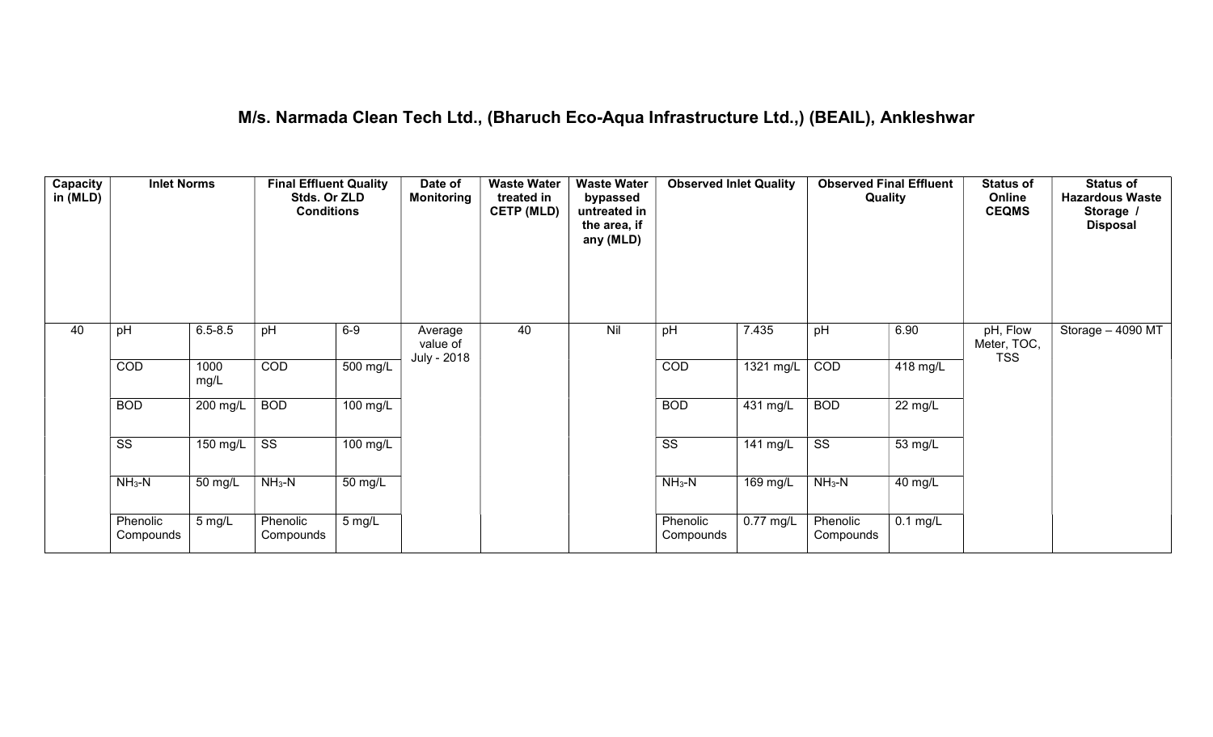# M/s. Narmada Clean Tech Ltd., (Bharuch Eco-Aqua Infrastructure Ltd.,) (BEAIL), Ankleshwar

| Capacity in (MLD) | Inlet Norms | | Final Effluent Quality Stds. Or ZLD Conditions | | Date of Monitoring | Waste Water treated in CETP (MLD) | Waste Water bypassed untreated in the area, if any (MLD) | Observed Inlet Quality | | Observed Final Effluent Quality | | Status of Online CEQMS | Status of Hazardous Waste Storage / Disposal |
|---|---|---|---|---|---|---|---|---|---|---|---|---|---|
| 40 | pH | 6.5-8.5 | pH | 6-9 | Average value of July - 2018 | 40 | Nil | pH | 7.435 | pH | 6.90 | pH, Flow Meter, TOC, TSS | Storage – 4090 MT |
| | COD | 1000 mg/L | COD | 500 mg/L | | | | COD | 1321 mg/L | COD | 418 mg/L | | |
| | BOD | 200 mg/L | BOD | 100 mg/L | | | | BOD | 431 mg/L | BOD | 22 mg/L | | |
| | SS | 150 mg/L | SS | 100 mg/L | | | | SS | 141 mg/L | SS | 53 mg/L | | |
| | $NH_3$-N | 50 mg/L | $NH_3$-N | 50 mg/L | | | | $NH_3$-N | 169 mg/L | $NH_3$-N | 40 mg/L | | |
| | Phenolic Compounds | 5 mg/L | Phenolic Compounds | 5 mg/L | | | | Phenolic Compounds | 0.77 mg/L | Phenolic Compounds | 0.1 mg/L | | |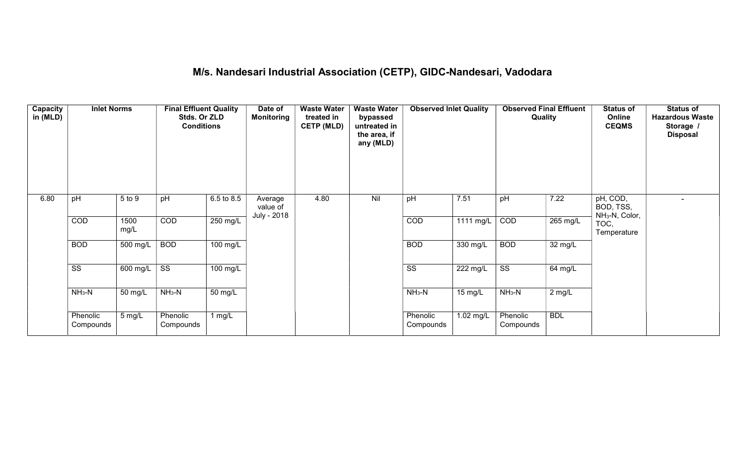# M/s. Nandesari Industrial Association (CETP), GIDC-Nandesari, Vadodara

| Capacity in (MLD) | Inlet Norms | | Final Effluent Quality Stds. Or ZLD Conditions | | Date of Monitoring | Waste Water treated in CETP (MLD) | Waste Water bypassed untreated in the area, if any (MLD) | Observed Inlet Quality | | Observed Final Effluent Quality | | Status of Online CEQMS | Status of Hazardous Waste Storage / Disposal |
|---|---|---|---|---|---|---|---|---|---|---|---|---|---|
| 6.80 | pH | 5 to 9 | pH | 6.5 to 8.5 | Average value of July - 2018 | 4.80 | Nil | pH | 7.51 | pH | 7.22 | pH, COD, BOD, TSS, $NH_3$-N, Color, TOC, Temperature | - |
| | COD | 1500 mg/L | COD | 250 mg/L | | | | COD | 1111 mg/L | COD | 265 mg/L | | |
| | BOD | 500 mg/L | BOD | 100 mg/L | | | | BOD | 330 mg/L | BOD | 32 mg/L | | |
| | SS | 600 mg/L | SS | 100 mg/L | | | | SS | 222 mg/L | SS | 64 mg/L | | |
| | $NH_3$-N | 50 mg/L | $NH_3$-N | 50 mg/L | | | | $NH_3$-N | 15 mg/L | $NH_3$-N | 2 mg/L | | |
| | Phenolic Compounds | 5 mg/L | Phenolic Compounds | 1 mg/L | | | | Phenolic Compounds | 1.02 mg/L | Phenolic Compounds | BDL | | |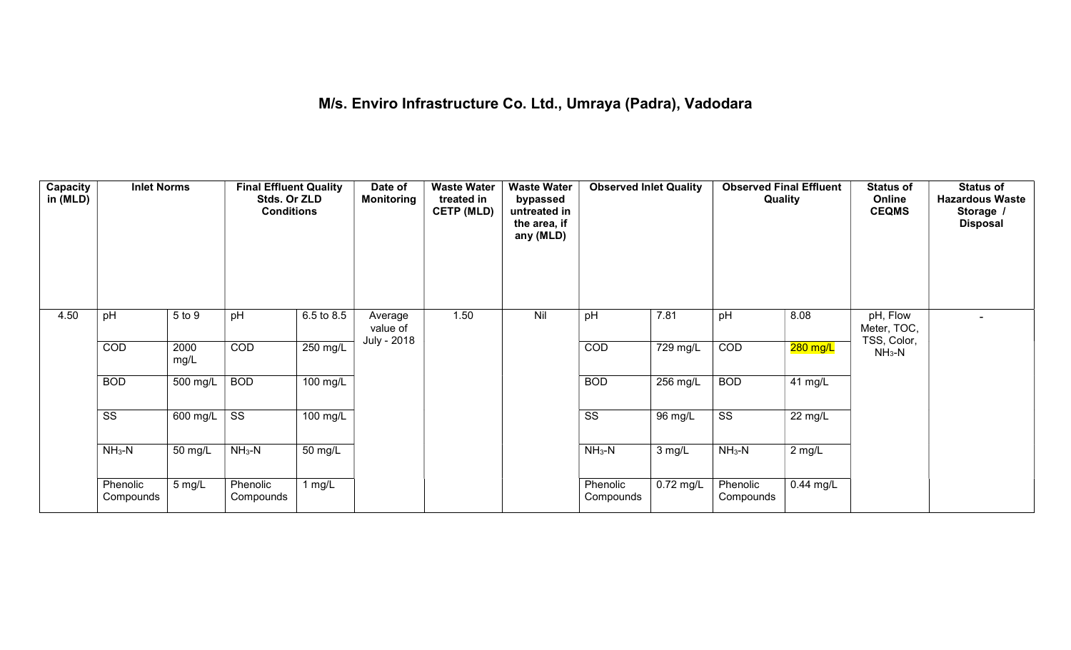## M/s. Enviro Infrastructure Co. Ltd., Umraya (Padra), Vadodara

| Capacity in (MLD) | Inlet Norms | | Final Effluent Quality Stds. Or ZLD Conditions | | Date of Monitoring | Waste Water treated in CETP (MLD) | Waste Water bypassed untreated in the area, if any (MLD) | Observed Inlet Quality | | Observed Final Effluent Quality | | Status of Online CEQMS | Status of Hazardous Waste Storage / Disposal |
|---|---|---|---|---|---|---|---|---|---|---|---|---|---|
| 4.50 | pH | 5 to 9 | pH | 6.5 to 8.5 | Average value of July - 2018 | 1.50 | Nil | pH | 7.81 | pH | 8.08 | pH, Flow Meter, TOC, TSS, Color, $NH_3$-N | - |
| | COD | 2000 mg/L | COD | 250 mg/L | | | | COD | 729 mg/L | COD | 280 mg/L | | |
| | BOD | 500 mg/L | BOD | 100 mg/L | | | | BOD | 256 mg/L | BOD | 41 mg/L | | |
| | SS | 600 mg/L | SS | 100 mg/L | | | | SS | 96 mg/L | SS | 22 mg/L | | |
| | $NH_3$-N | 50 mg/L | $NH_3$-N | 50 mg/L | | | | $NH_3$-N | 3 mg/L | $NH_3$-N | 2 mg/L | | |
| | Phenolic Compounds | 5 mg/L | Phenolic Compounds | 1 mg/L | | | | Phenolic Compounds | 0.72 mg/L | Phenolic Compounds | 0.44 mg/L | | |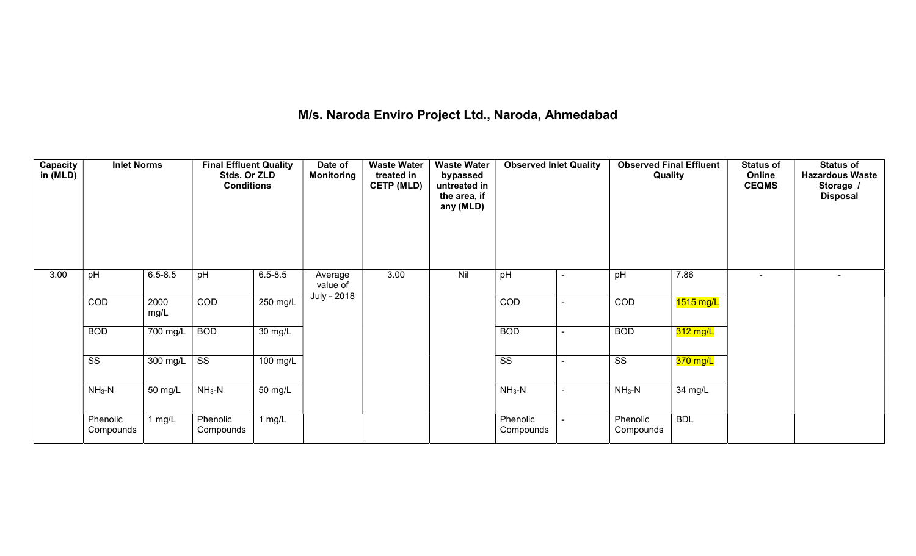# M/s. Naroda Enviro Project Ltd., Naroda, Ahmedabad

| Capacity in (MLD) | Inlet Norms | | Final Effluent Quality Stds. Or ZLD Conditions | | Date of Monitoring | Waste Water treated in CETP (MLD) | Waste Water bypassed untreated in the area, if any (MLD) | Observed Inlet Quality | | Observed Final Effluent Quality | | Status of Online CEQMS | Status of Hazardous Waste Storage / Disposal |
|---|---|---|---|---|---|---|---|---|---|---|---|---|---|
| 3.00 | pH | 6.5-8.5 | pH | 6.5-8.5 | Average value of July - 2018 | 3.00 | Nil | pH | - | pH | 7.86 | - | - |
| | COD | 2000 mg/L | COD | 250 mg/L | | | | COD | - | COD | 1515 mg/L | | |
| | BOD | 700 mg/L | BOD | 30 mg/L | | | | BOD | - | BOD | 312 mg/L | | |
| | SS | 300 mg/L | SS | 100 mg/L | | | | SS | - | SS | 370 mg/L | | |
| | $NH_3$-N | 50 mg/L | $NH_3$-N | 50 mg/L | | | | $NH_3$-N | - | $NH_3$-N | 34 mg/L | | |
| | Phenolic Compounds | 1 mg/L | Phenolic Compounds | 1 mg/L | | | | Phenolic Compounds | - | Phenolic Compounds | BDL | | |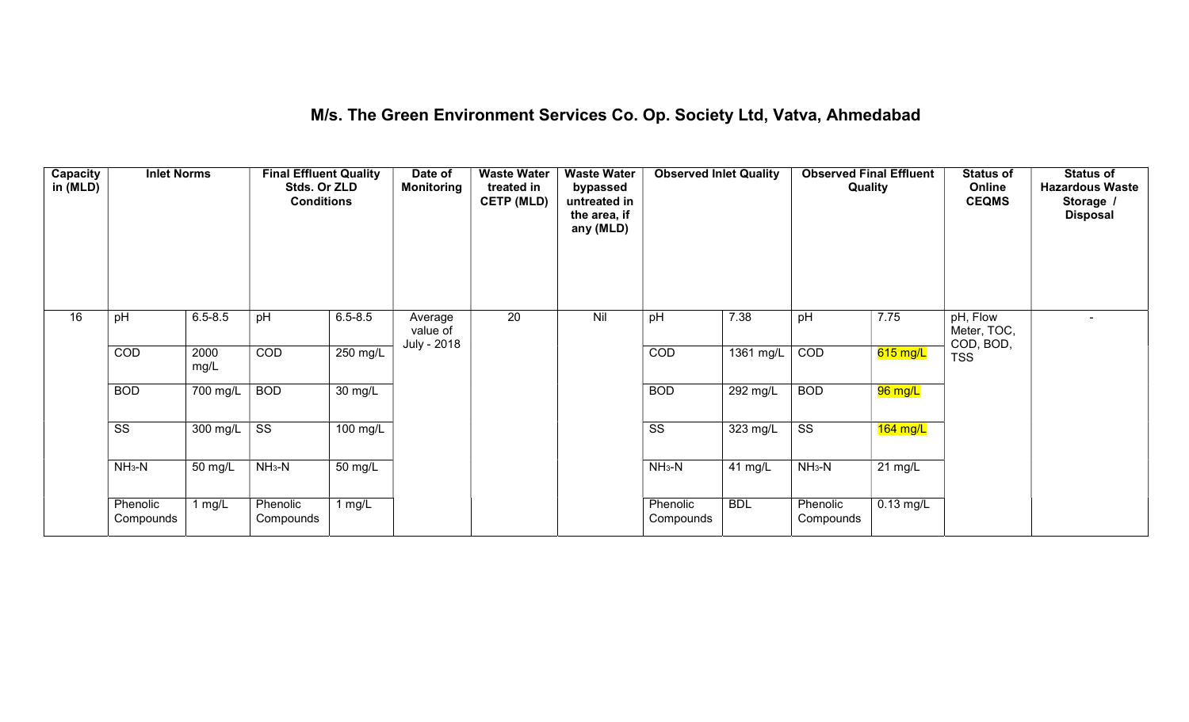# M/s. The Green Environment Services Co. Op. Society Ltd, Vatva, Ahmedabad

| Capacity in (MLD) | Inlet Norms | | Final Effluent Quality Stds. Or ZLD Conditions | | Date of Monitoring | Waste Water treated in CETP (MLD) | Waste Water bypassed untreated in the area, if any (MLD) | Observed Inlet Quality | | Observed Final Effluent Quality | | Status of Online CEQMS | Status of Hazardous Waste Storage / Disposal |
|---|---|---|---|---|---|---|---|---|---|---|---|---|---|
| 16 | pH | 6.5-8.5 | pH | 6.5-8.5 | Average value of July - 2018 | 20 | Nil | pH | 7.38 | pH | 7.75 | pH, Flow Meter, TOC, COD, BOD, TSS | - |
| | COD | 2000 mg/L | COD | 250 mg/L | | | | COD | 1361 mg/L | COD | 615 mg/L | | |
| | BOD | 700 mg/L | BOD | 30 mg/L | | | | BOD | 292 mg/L | BOD | 96 mg/L | | |
| | SS | 300 mg/L | SS | 100 mg/L | | | | SS | 323 mg/L | SS | 164 mg/L | | |
| | $NH_3$-N | 50 mg/L | $NH_3$-N | 50 mg/L | | | | $NH_3$-N | 41 mg/L | $NH_3$-N | 21 mg/L | | |
| | Phenolic Compounds | 1 mg/L | Phenolic Compounds | 1 mg/L | | | | Phenolic Compounds | BDL | Phenolic Compounds | 0.13 mg/L | | |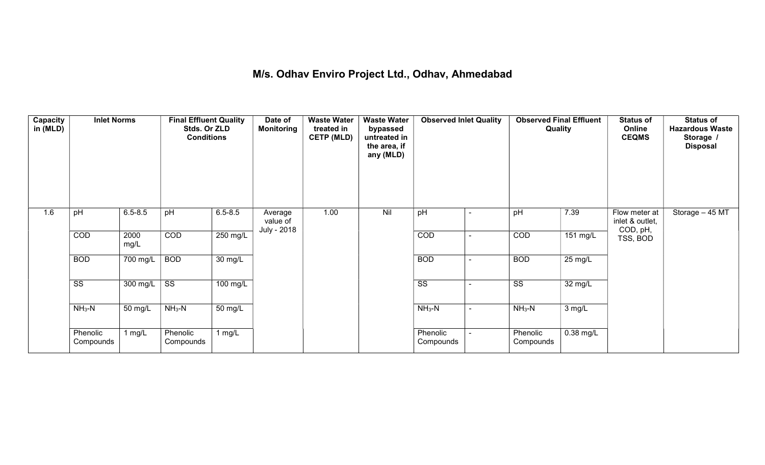# M/s. Odhav Enviro Project Ltd., Odhav, Ahmedabad

| Capacity in (MLD) | Inlet Norms | | Final Effluent Quality Stds. Or ZLD Conditions | | Date of Monitoring | Waste Water treated in CETP (MLD) | Waste Water bypassed untreated in the area, if any (MLD) | Observed Inlet Quality | | Observed Final Effluent Quality | | Status of Online CEQMS | Status of Hazardous Waste Storage / Disposal |
|---|---|---|---|---|---|---|---|---|---|---|---|---|---|
| 1.6 | pH | 6.5-8.5 | pH | 6.5-8.5 | Average value of July - 2018 | 1.00 | Nil | pH | - | pH | 7.39 | Flow meter at inlet & outlet, COD, pH, TSS, BOD | Storage – 45 MT |
| | COD | 2000 mg/L | COD | 250 mg/L | | | | COD | - | COD | 151 mg/L | | |
| | BOD | 700 mg/L | BOD | 30 mg/L | | | | BOD | - | BOD | 25 mg/L | | |
| | SS | 300 mg/L | SS | 100 mg/L | | | | SS | - | SS | 32 mg/L | | |
| | $NH_3$-N | 50 mg/L | $NH_3$-N | 50 mg/L | | | | $NH_3$-N | - | $NH_3$-N | 3 mg/L | | |
| | Phenolic Compounds | 1 mg/L | Phenolic Compounds | 1 mg/L | | | | Phenolic Compounds | - | Phenolic Compounds | 0.38 mg/L | | |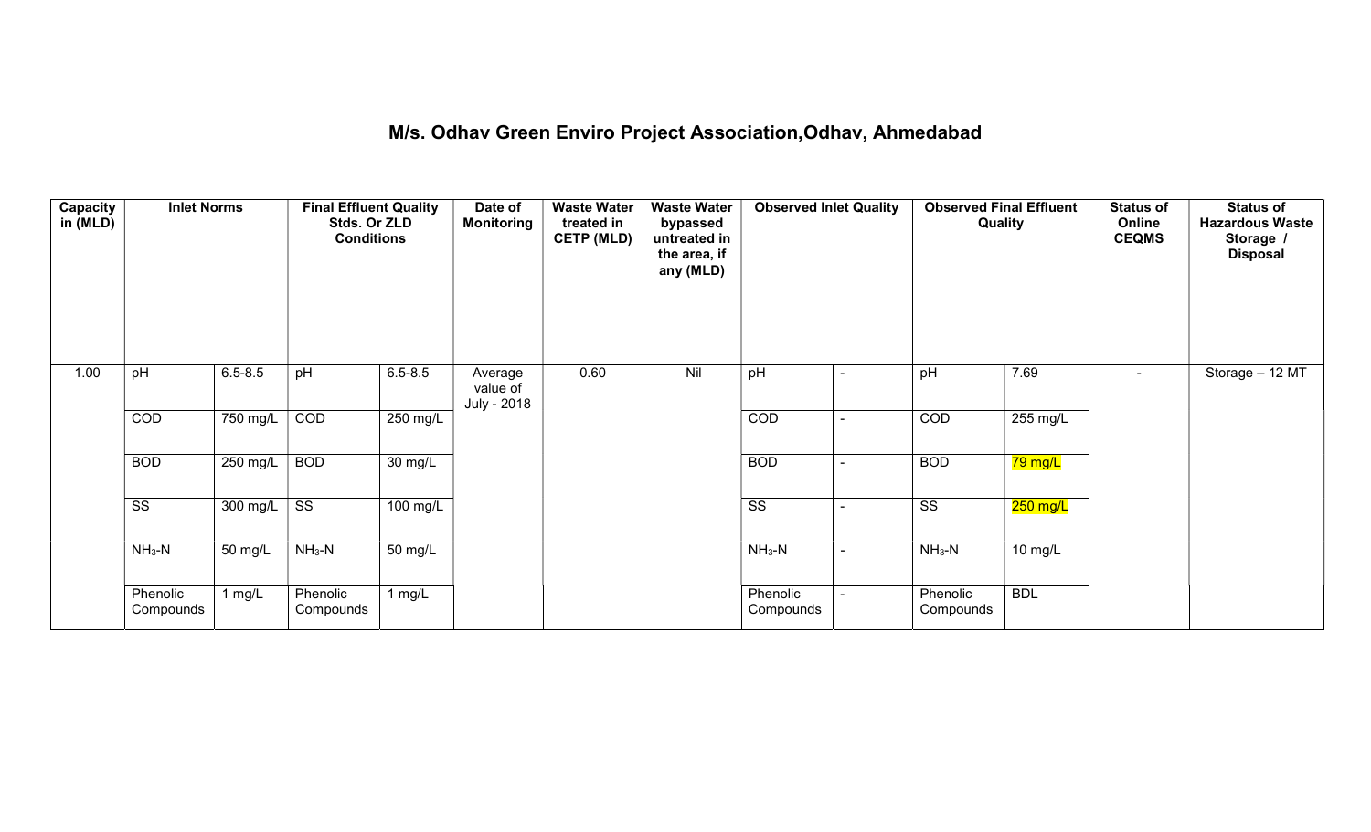# M/s. Odhav Green Enviro Project Association,Odhav, Ahmedabad

| Capacity in (MLD) | Inlet Norms | | Final Effluent Quality Stds. Or ZLD Conditions | | Date of Monitoring | Waste Water treated in CETP (MLD) | Waste Water bypassed untreated in the area, if any (MLD) | Observed Inlet Quality | | Observed Final Effluent Quality | | Status of Online CEQMS | Status of Hazardous Waste Storage / Disposal |
|---|---|---|---|---|---|---|---|---|---|---|---|---|---|
| 1.00 | pH | 6.5-8.5 | pH | 6.5-8.5 | Average value of July - 2018 | 0.60 | Nil | pH | - | pH | 7.69 | - | Storage – 12 MT |
| | COD | 750 mg/L | COD | 250 mg/L | | | | COD | - | COD | 255 mg/L | | |
| | BOD | 250 mg/L | BOD | 30 mg/L | | | | BOD | - | BOD | 79 mg/L | | |
| | SS | 300 mg/L | SS | 100 mg/L | | | | SS | - | SS | 250 mg/L | | |
| | $NH_3$-N | 50 mg/L | $NH_3$-N | 50 mg/L | | | | $NH_3$-N | - | $NH_3$-N | 10 mg/L | | |
| | Phenolic Compounds | 1 mg/L | Phenolic Compounds | 1 mg/L | | | | Phenolic Compounds | - | Phenolic Compounds | BDL | | |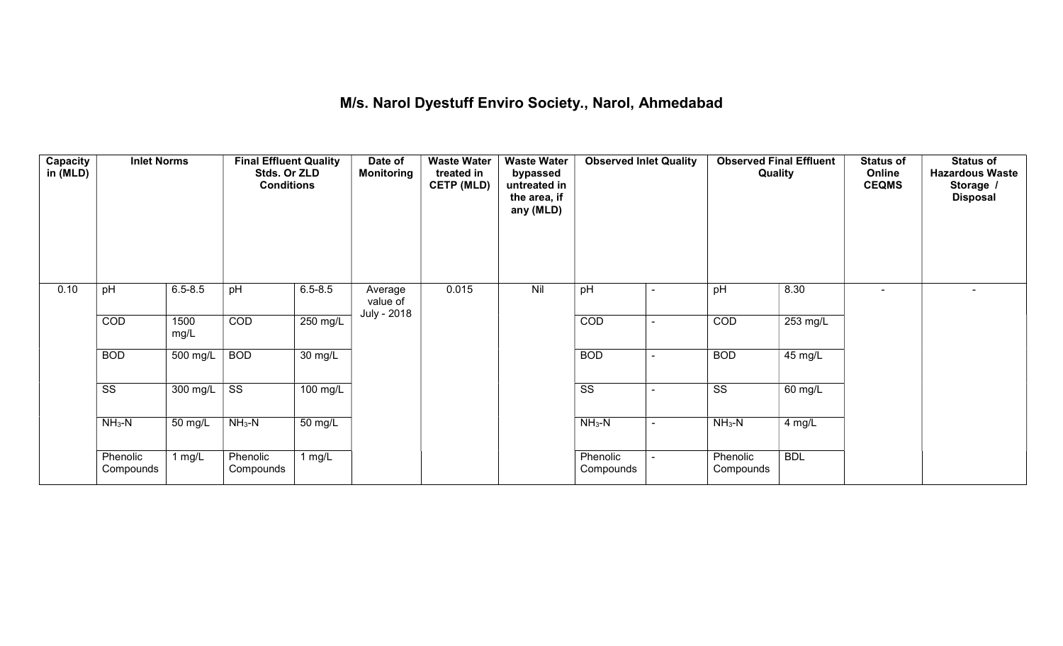# M/s. Narol Dyestuff Enviro Society., Narol, Ahmedabad

| Capacity in (MLD) | Inlet Norms | | Final Effluent Quality Stds. Or ZLD Conditions | | Date of Monitoring | Waste Water treated in CETP (MLD) | Waste Water bypassed untreated in the area, if any (MLD) | Observed Inlet Quality | | Observed Final Effluent Quality | | Status of Online CEQMS | Status of Hazardous Waste Storage / Disposal |
|---|---|---|---|---|---|---|---|---|---|---|---|---|---|
| 0.10 | pH | 6.5-8.5 | pH | 6.5-8.5 | Average value of July - 2018 | 0.015 | Nil | pH | - | pH | 8.30 | - | - |
| | COD | 1500 mg/L | COD | 250 mg/L | | | | COD | - | COD | 253 mg/L | | |
| | BOD | 500 mg/L | BOD | 30 mg/L | | | | BOD | - | BOD | 45 mg/L | | |
| | SS | 300 mg/L | SS | 100 mg/L | | | | SS | - | SS | 60 mg/L | | |
| | $NH_3$-N | 50 mg/L | $NH_3$-N | 50 mg/L | | | | $NH_3$-N | - | $NH_3$-N | 4 mg/L | | |
| | Phenolic Compounds | 1 mg/L | Phenolic Compounds | 1 mg/L | | | | Phenolic Compounds | - | Phenolic Compounds | BDL | | |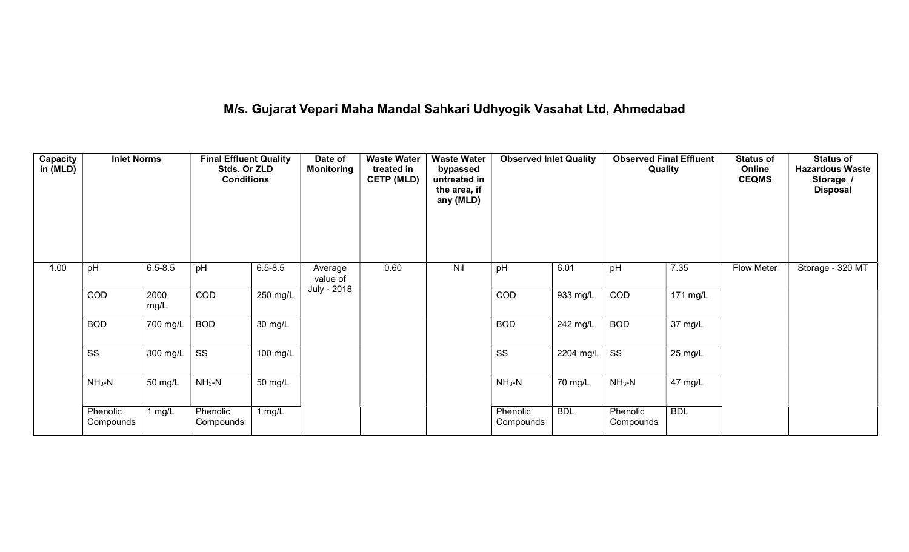# M/s. Gujarat Vepari Maha Mandal Sahkari Udhyogik Vasahat Ltd, Ahmedabad

| Capacity in (MLD) | Inlet Norms | | Final Effluent Quality Stds. Or ZLD Conditions | | Date of Monitoring | Waste Water treated in CETP (MLD) | Waste Water bypassed untreated in the area, if any (MLD) | Observed Inlet Quality | | Observed Final Effluent Quality | | Status of Online CEQMS | Status of Hazardous Waste Storage / Disposal |
|---|---|---|---|---|---|---|---|---|---|---|---|---|---|
| 1.00 | pH | 6.5-8.5 | pH | 6.5-8.5 | Average value of July - 2018 | 0.60 | Nil | pH | 6.01 | pH | 7.35 | Flow Meter | Storage - 320 MT |
| | COD | 2000 mg/L | COD | 250 mg/L | | | | COD | 933 mg/L | COD | 171 mg/L | | |
| | BOD | 700 mg/L | BOD | 30 mg/L | | | | BOD | 242 mg/L | BOD | 37 mg/L | | |
| | SS | 300 mg/L | SS | 100 mg/L | | | | SS | 2204 mg/L | SS | 25 mg/L | | |
| | $NH_3$-N | 50 mg/L | $NH_3$-N | 50 mg/L | | | | $NH_3$-N | 70 mg/L | $NH_3$-N | 47 mg/L | | |
| | Phenolic Compounds | 1 mg/L | Phenolic Compounds | 1 mg/L | | | | Phenolic Compounds | BDL | Phenolic Compounds | BDL | | |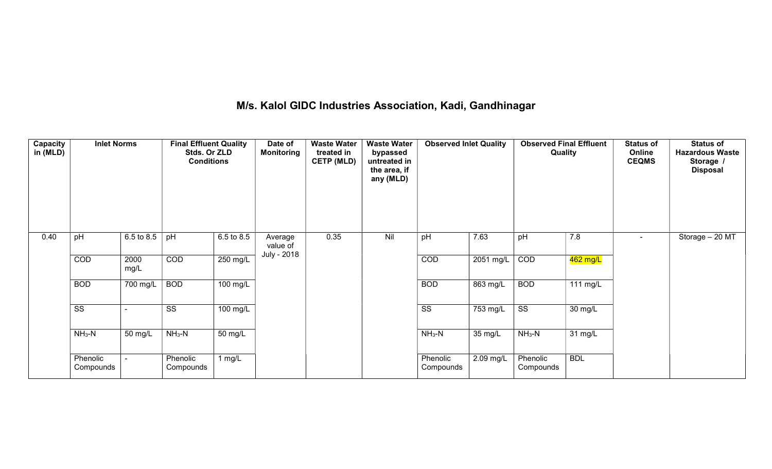# M/s. Kalol GIDC Industries Association, Kadi, Gandhinagar

| Capacity in (MLD) | Inlet Norms | | Final Effluent Quality Stds. Or ZLD Conditions | | Date of Monitoring | Waste Water treated in CETP (MLD) | Waste Water bypassed untreated in the area, if any (MLD) | Observed Inlet Quality | | Observed Final Effluent Quality | | Status of Online CEQMS | Status of Hazardous Waste Storage / Disposal |
|---|---|---|---|---|---|---|---|---|---|---|---|---|---|
| 0.40 | pH | 6.5 to 8.5 | pH | 6.5 to 8.5 | Average value of July - 2018 | 0.35 | Nil | pH | 7.63 | pH | 7.8 | - | Storage – 20 MT |
| | COD | 2000 mg/L | COD | 250 mg/L | | | | COD | 2051 mg/L | COD | 462 mg/L | | |
| | BOD | 700 mg/L | BOD | 100 mg/L | | | | BOD | 863 mg/L | BOD | 111 mg/L | | |
| | SS | - | SS | 100 mg/L | | | | SS | 753 mg/L | SS | 30 mg/L | | |
| | $NH_3$-N | 50 mg/L | $NH_3$-N | 50 mg/L | | | | $NH_3$-N | 35 mg/L | $NH_3$-N | 31 mg/L | | |
| | Phenolic Compounds | - | Phenolic Compounds | 1 mg/L | | | | Phenolic Compounds | 2.09 mg/L | Phenolic Compounds | BDL | | |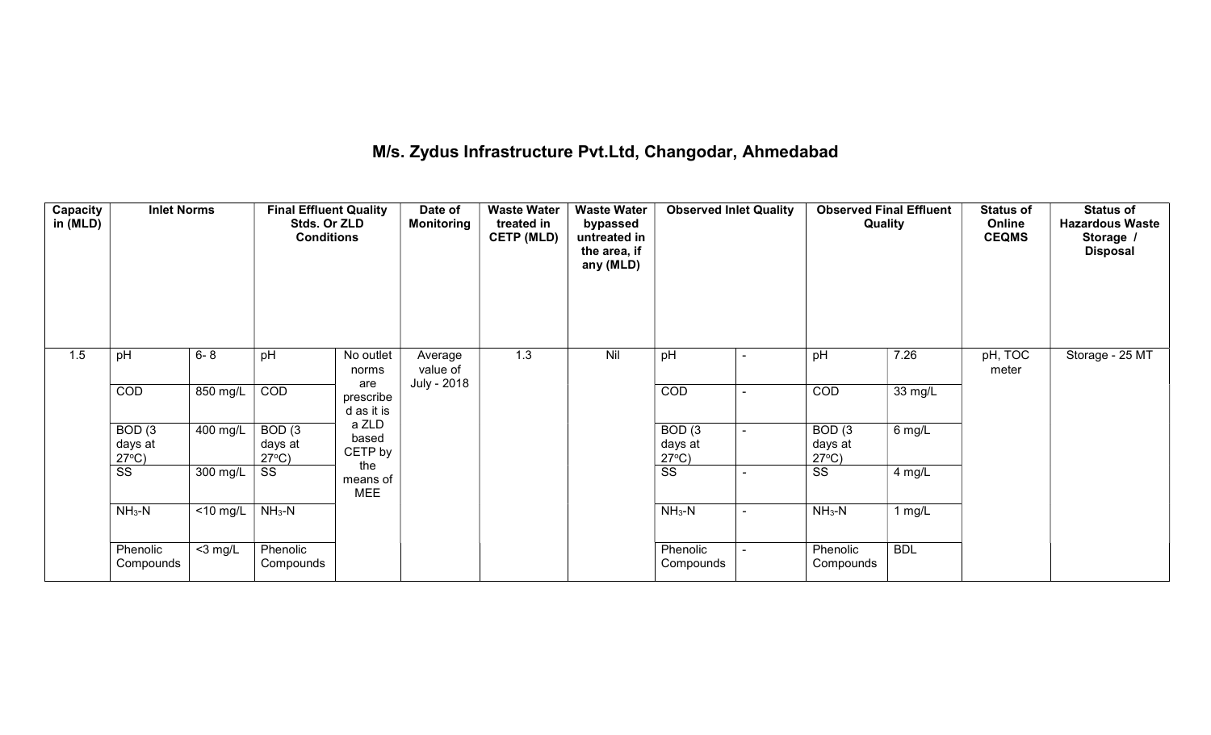# M/s. Zydus Infrastructure Pvt.Ltd, Changodar, Ahmedabad

| Capacity in (MLD) | Inlet Norms | | Final Effluent Quality Stds. Or ZLD Conditions | | Date of Monitoring | Waste Water treated in CETP (MLD) | Waste Water bypassed untreated in the area, if any (MLD) | Observed Inlet Quality | | Observed Final Effluent Quality | | Status of Online CEQMS | Status of Hazardous Waste Storage / Disposal |
|---|---|---|---|---|---|---|---|---|---|---|---|---|---|
| 1.5 | pH | 6- 8 | pH | No outlet norms are prescribed as it is a ZLD based CETP by the means of MEE | Average value of July - 2018 | 1.3 | Nil | pH | - | pH | 7.26 | pH, TOC meter | Storage - 25 MT |
| | COD | 850 mg/L | COD | | | | | COD | - | COD | 33 mg/L | | |
| | BOD (3 days at 27°C) | 400 mg/L | BOD (3 days at 27°C) | | | | | BOD (3 days at 27°C) | - | BOD (3 days at 27°C) | 6 mg/L | | |
| | SS | 300 mg/L | SS | | | | | SS | - | SS | 4 mg/L | | |
| | $NH_3$-N | <10 mg/L | $NH_3$-N | | | | | $NH_3$-N | - | $NH_3$-N | 1 mg/L | | |
| | Phenolic Compounds | <3 mg/L | Phenolic Compounds | | | | | Phenolic Compounds | - | Phenolic Compounds | BDL | | |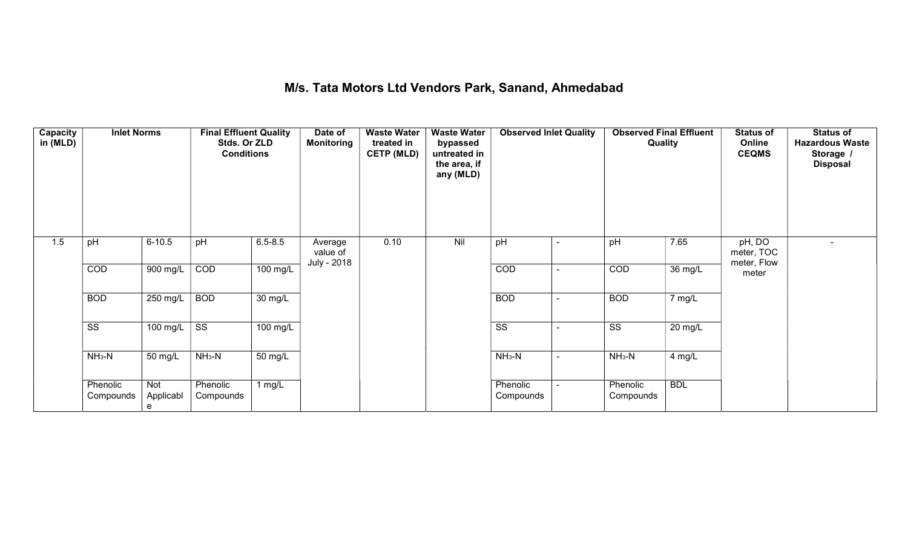# M/s. Tata Motors Ltd Vendors Park, Sanand, Ahmedabad

| Capacity in (MLD) | Inlet Norms | | Final Effluent Quality Stds. Or ZLD Conditions | | Date of Monitoring | Waste Water treated in CETP (MLD) | Waste Water bypassed untreated in the area, if any (MLD) | Observed Inlet Quality | | Observed Final Effluent Quality | | Status of Online CEQMS | Status of Hazardous Waste Storage / Disposal |
|---|---|---|---|---|---|---|---|---|---|---|---|---|---|
| 1.5 | pH | 6-10.5 | pH | 6.5-8.5 | Average value of July - 2018 | 0.10 | Nil | pH | - | pH | 7.65 | pH, DO meter, TOC meter, Flow meter | - |
| | COD | 900 mg/L | COD | 100 mg/L | | | | COD | - | COD | 36 mg/L | | |
| | BOD | 250 mg/L | BOD | 30 mg/L | | | | BOD | - | BOD | 7 mg/L | | |
| | SS | 100 mg/L | SS | 100 mg/L | | | | SS | - | SS | 20 mg/L | | |
| | $NH_3$-N | 50 mg/L | $NH_3$-N | 50 mg/L | | | | $NH_3$-N | - | $NH_3$-N | 4 mg/L | | |
| | Phenolic Compounds | Not Applicable | Phenolic Compounds | 1 mg/L | | | | Phenolic Compounds | - | Phenolic Compounds | BDL | | |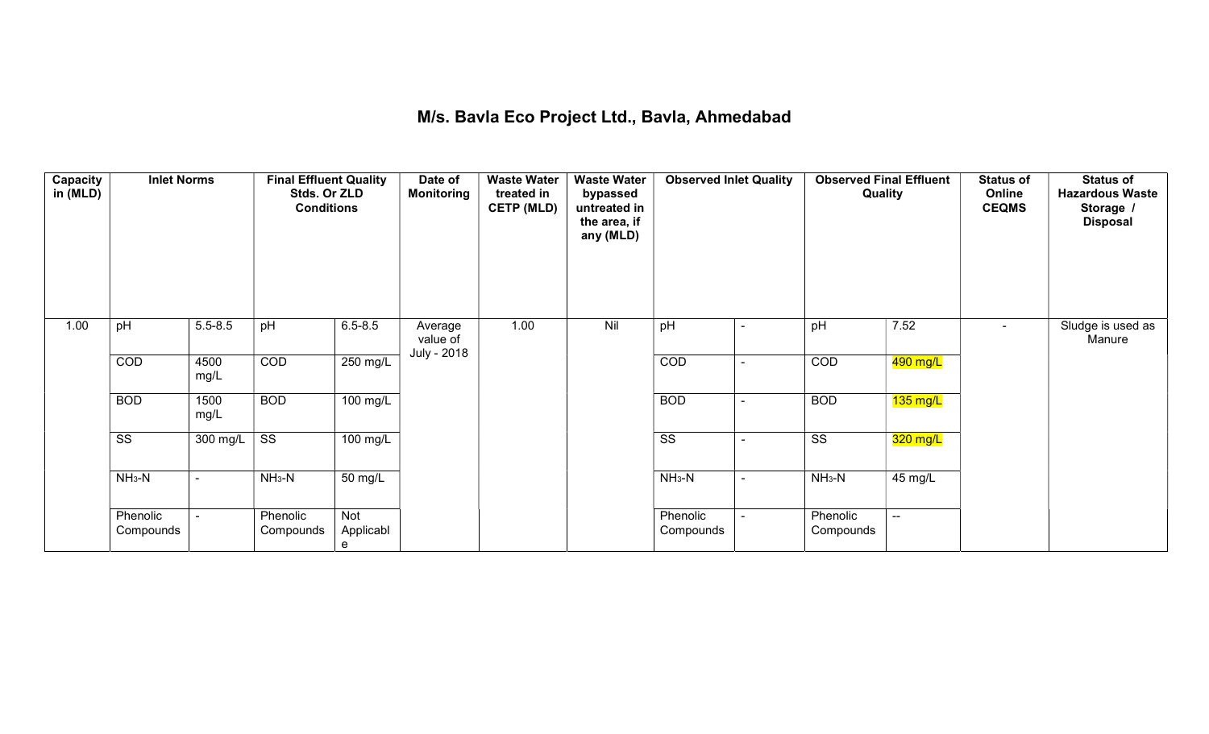# M/s. Bavla Eco Project Ltd., Bavla, Ahmedabad

| Capacity in (MLD) | Inlet Norms | | Final Effluent Quality Stds. Or ZLD Conditions | | Date of Monitoring | Waste Water treated in CETP (MLD) | Waste Water bypassed untreated in the area, if any (MLD) | Observed Inlet Quality | | Observed Final Effluent Quality | | Status of Online CEQMS | Status of Hazardous Waste Storage / Disposal |
|---|---|---|---|---|---|---|---|---|---|---|---|---|---|
| 1.00 | pH | 5.5-8.5 | pH | 6.5-8.5 | Average value of July - 2018 | 1.00 | Nil | pH | - | pH | 7.52 | - | Sludge is used as Manure |
| | COD | 4500 mg/L | COD | 250 mg/L | | | | COD | - | COD | 490 mg/L | | |
| | BOD | 1500 mg/L | BOD | 100 mg/L | | | | BOD | - | BOD | 135 mg/L | | |
| | SS | 300 mg/L | SS | 100 mg/L | | | | SS | - | SS | 320 mg/L | | |
| | $NH_3$-N | - | $NH_3$-N | 50 mg/L | | | | $NH_3$-N | - | $NH_3$-N | 45 mg/L | | |
| | Phenolic Compounds | - | Phenolic Compounds | Not Applicable | | | | Phenolic Compounds | - | Phenolic Compounds | -- | | |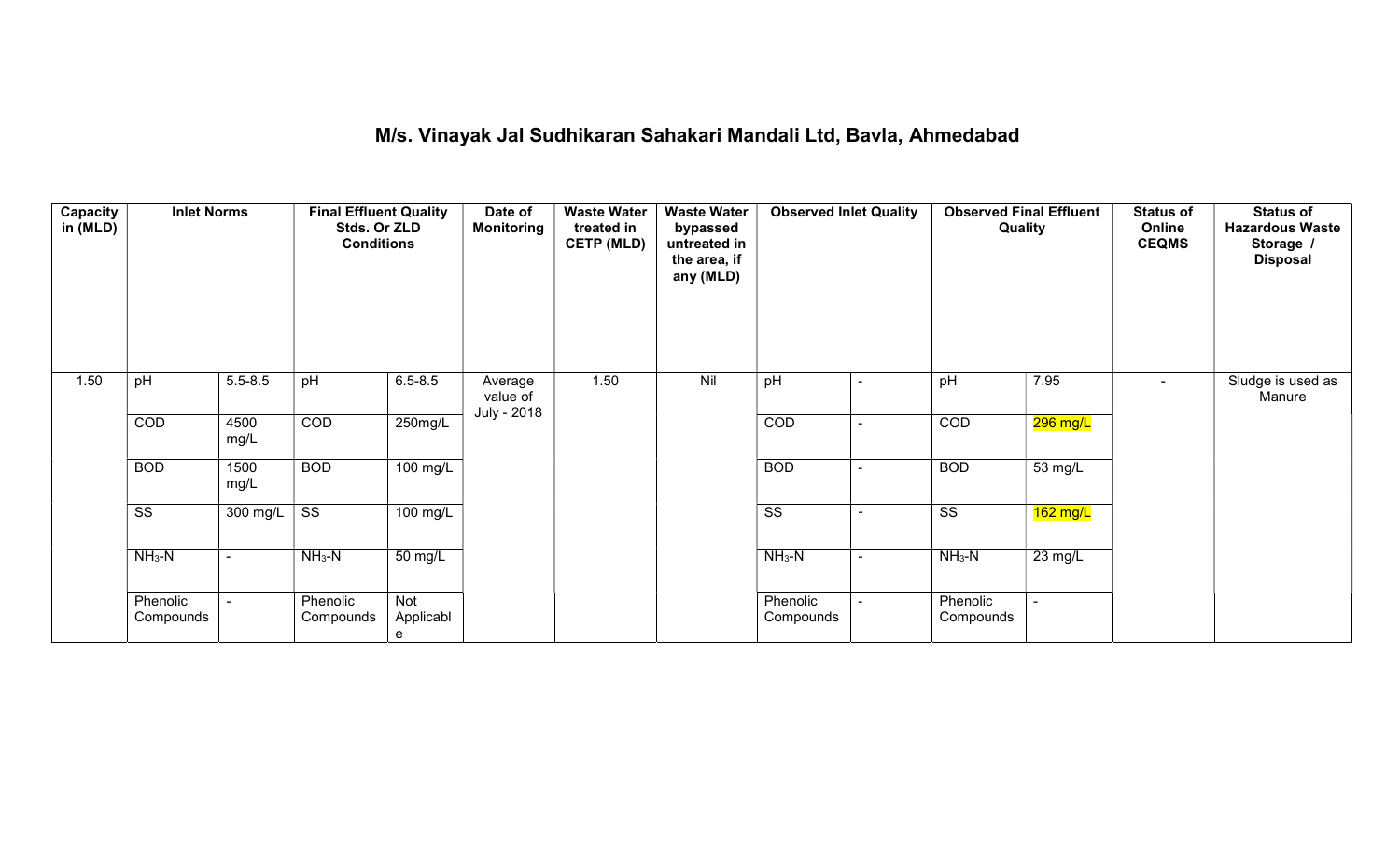# M/s. Vinayak Jal Sudhikaran Sahakari Mandali Ltd, Bavla, Ahmedabad

| Capacity in (MLD) | Inlet Norms | | Final Effluent Quality Stds. Or ZLD Conditions | | Date of Monitoring | Waste Water treated in CETP (MLD) | Waste Water bypassed untreated in the area, if any (MLD) | Observed Inlet Quality | | Observed Final Effluent Quality | | Status of Online CEQMS | Status of Hazardous Waste Storage / Disposal |
|---|---|---|---|---|---|---|---|---|---|---|---|---|---|
| 1.50 | pH | 5.5-8.5 | pH | 6.5-8.5 | Average value of July - 2018 | 1.50 | Nil | pH | - | pH | 7.95 | - | Sludge is used as Manure |
| | COD | 4500 mg/L | COD | 250mg/L | | | | COD | - | COD | 296 mg/L | | |
| | BOD | 1500 mg/L | BOD | 100 mg/L | | | | BOD | - | BOD | 53 mg/L | | |
| | SS | 300 mg/L | SS | 100 mg/L | | | | SS | - | SS | 162 mg/L | | |
| | $NH_3$-N | - | $NH_3$-N | 50 mg/L | | | | $NH_3$-N | - | $NH_3$-N | 23 mg/L | | |
| | Phenolic Compounds | - | Phenolic Compounds | Not Applicable | | | | Phenolic Compounds | - | Phenolic Compounds | - | | |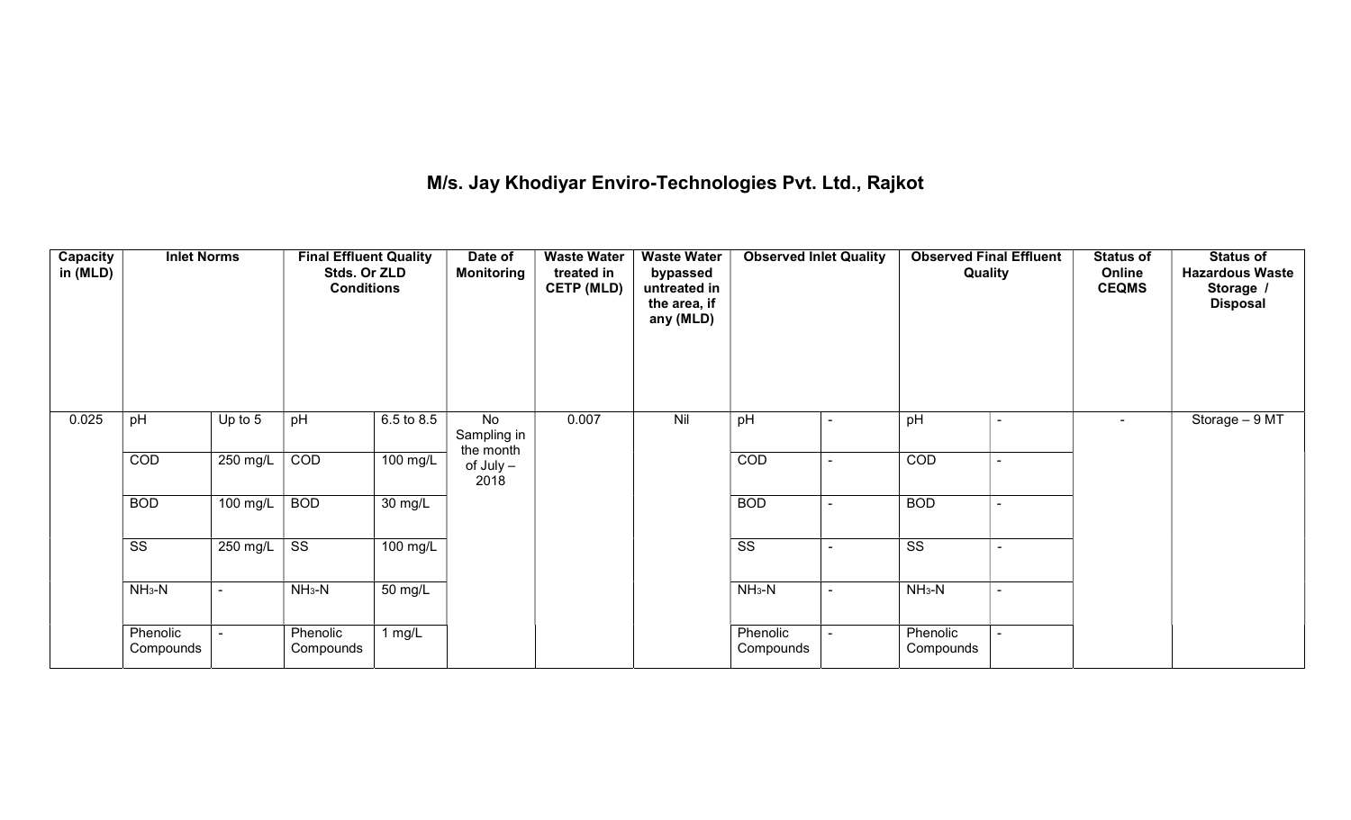## M/s. Jay Khodiyar Enviro-Technologies Pvt. Ltd., Rajkot

| Capacity in (MLD) | Inlet Norms | | Final Effluent Quality Stds. Or ZLD Conditions | | Date of Monitoring | Waste Water treated in CETP (MLD) | Waste Water bypassed untreated in the area, if any (MLD) | Observed Inlet Quality | | Observed Final Effluent Quality | | Status of Online CEQMS | Status of Hazardous Waste Storage / Disposal |
|---|---|---|---|---|---|---|---|---|---|---|---|---|---|
| 0.025 | pH | Up to 5 | pH | 6.5 to 8.5 | No Sampling in the month of July – 2018 | 0.007 | Nil | pH | - | pH | - | - | Storage – 9 MT |
| | COD | 250 mg/L | COD | 100 mg/L | | | | COD | - | COD | - | | |
| | BOD | 100 mg/L | BOD | 30 mg/L | | | | BOD | - | BOD | - | | |
| | SS | 250 mg/L | SS | 100 mg/L | | | | SS | - | SS | - | | |
| | $NH_3$-N | - | $NH_3$-N | 50 mg/L | | | | $NH_3$-N | - | $NH_3$-N | - | | |
| | Phenolic Compounds | - | Phenolic Compounds | 1 mg/L | | | | Phenolic Compounds | - | Phenolic Compounds | - | | |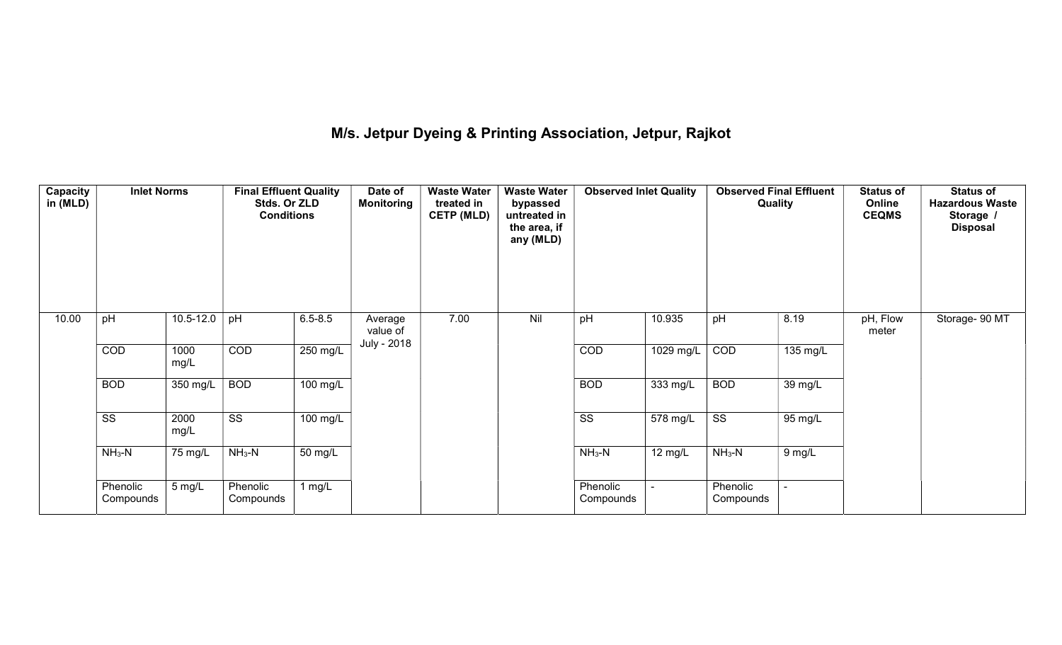# M/s. Jetpur Dyeing & Printing Association, Jetpur, Rajkot

| Capacity in (MLD) | Inlet Norms | | Final Effluent Quality Stds. Or ZLD Conditions | | Date of Monitoring | Waste Water treated in CETP (MLD) | Waste Water bypassed untreated in the area, if any (MLD) | Observed Inlet Quality | | Observed Final Effluent Quality | | Status of Online CEQMS | Status of Hazardous Waste Storage / Disposal |
|---|---|---|---|---|---|---|---|---|---|---|---|---|---|
| 10.00 | pH | 10.5-12.0 | pH | 6.5-8.5 | Average value of July - 2018 | 7.00 | Nil | pH | 10.935 | pH | 8.19 | pH, Flow meter | Storage- 90 MT |
| | COD | 1000 mg/L | COD | 250 mg/L | | | | COD | 1029 mg/L | COD | 135 mg/L | | |
| | BOD | 350 mg/L | BOD | 100 mg/L | | | | BOD | 333 mg/L | BOD | 39 mg/L | | |
| | SS | 2000 mg/L | SS | 100 mg/L | | | | SS | 578 mg/L | SS | 95 mg/L | | |
| | $NH_3$-N | 75 mg/L | $NH_3$-N | 50 mg/L | | | | $NH_3$-N | 12 mg/L | $NH_3$-N | 9 mg/L | | |
| | Phenolic Compounds | 5 mg/L | Phenolic Compounds | 1 mg/L | | | | Phenolic Compounds | - | Phenolic Compounds | - | | |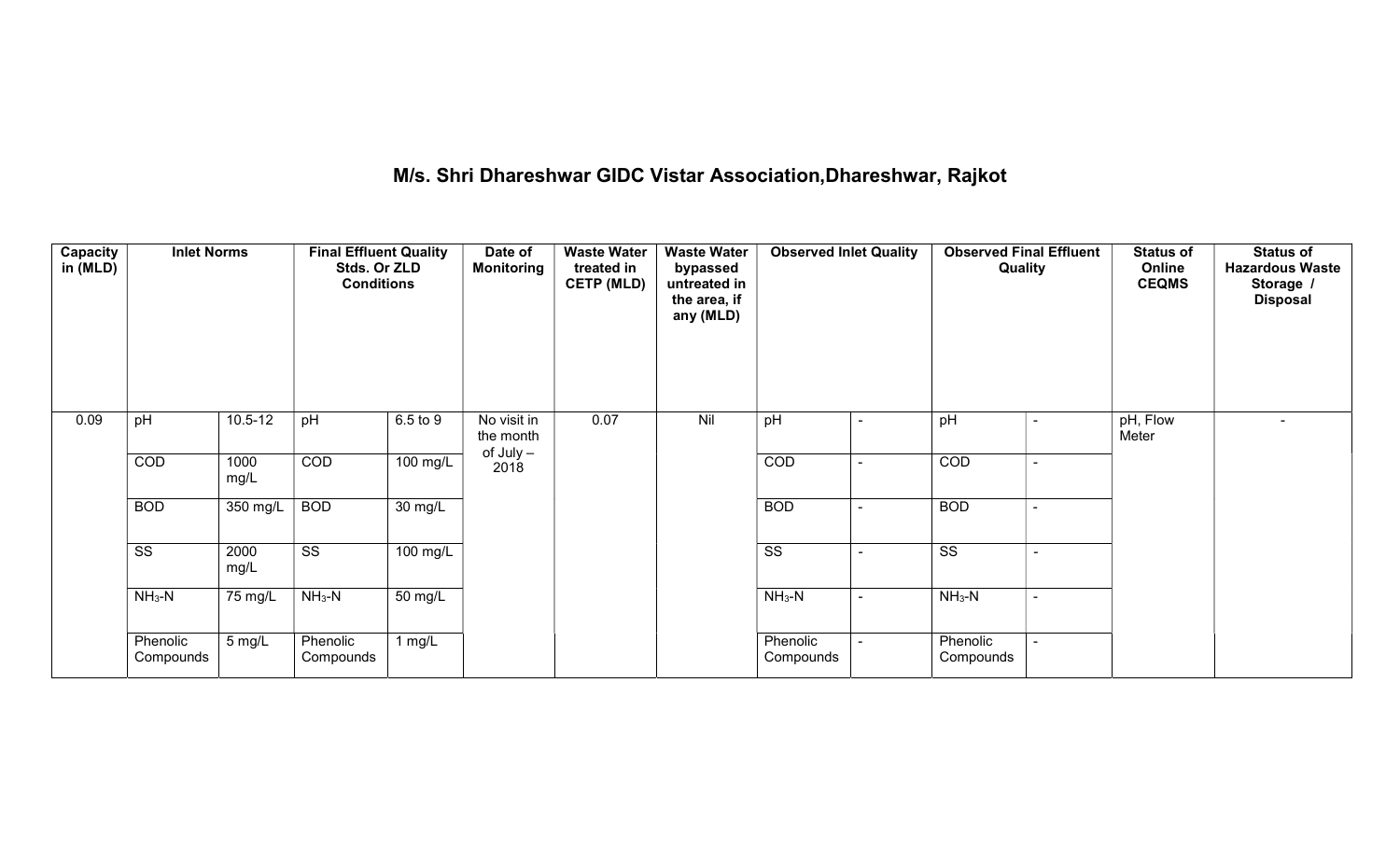## M/s. Shri Dhareshwar GIDC Vistar Association,Dhareshwar, Rajkot

| Capacity in (MLD) | Inlet Norms | | Final Effluent Quality Stds. Or ZLD Conditions | | Date of Monitoring | Waste Water treated in CETP (MLD) | Waste Water bypassed untreated in the area, if any (MLD) | Observed Inlet Quality | | Observed Final Effluent Quality | | Status of Online CEQMS | Status of Hazardous Waste Storage / Disposal |
|---|---|---|---|---|---|---|---|---|---|---|---|---|---|
| 0.09 | pH | 10.5-12 | pH | 6.5 to 9 | No visit in the month of July – 2018 | 0.07 | Nil | pH | - | pH | - | pH, Flow Meter | - |
| | COD | 1000 mg/L | COD | 100 mg/L | | | | COD | - | COD | - | | |
| | BOD | 350 mg/L | BOD | 30 mg/L | | | | BOD | - | BOD | - | | |
| | SS | 2000 mg/L | SS | 100 mg/L | | | | SS | - | SS | - | | |
| | $NH_3$-N | 75 mg/L | $NH_3$-N | 50 mg/L | | | | $NH_3$-N | - | $NH_3$-N | - | | |
| | Phenolic Compounds | 5 mg/L | Phenolic Compounds | 1 mg/L | | | | Phenolic Compounds | - | Phenolic Compounds | - | | |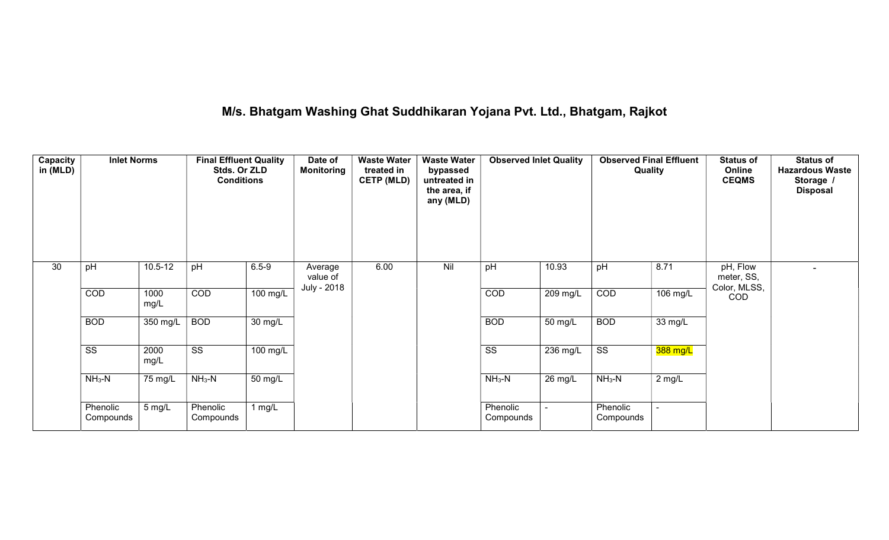## M/s. Bhatgam Washing Ghat Suddhikaran Yojana Pvt. Ltd., Bhatgam, Rajkot

| Capacity in (MLD) | Inlet Norms | | Final Effluent Quality Stds. Or ZLD Conditions | | Date of Monitoring | Waste Water treated in CETP (MLD) | Waste Water bypassed untreated in the area, if any (MLD) | Observed Inlet Quality | | Observed Final Effluent Quality | | Status of Online CEQMS | Status of Hazardous Waste Storage / Disposal |
|---|---|---|---|---|---|---|---|---|---|---|---|---|---|
| 30 | pH | 10.5-12 | pH | 6.5-9 | Average value of July - 2018 | 6.00 | Nil | pH | 10.93 | pH | 8.71 | pH, Flow meter, SS, Color, MLSS, COD | - |
| | COD | 1000 mg/L | COD | 100 mg/L | | | | COD | 209 mg/L | COD | 106 mg/L | | |
| | BOD | 350 mg/L | BOD | 30 mg/L | | | | BOD | 50 mg/L | BOD | 33 mg/L | | |
| | SS | 2000 mg/L | SS | 100 mg/L | | | | SS | 236 mg/L | SS | 388 mg/L | | |
| | $NH_3$-N | 75 mg/L | $NH_3$-N | 50 mg/L | | | | $NH_3$-N | 26 mg/L | $NH_3$-N | 2 mg/L | | |
| | Phenolic Compounds | 5 mg/L | Phenolic Compounds | 1 mg/L | | | | Phenolic Compounds | - | Phenolic Compounds | - | | |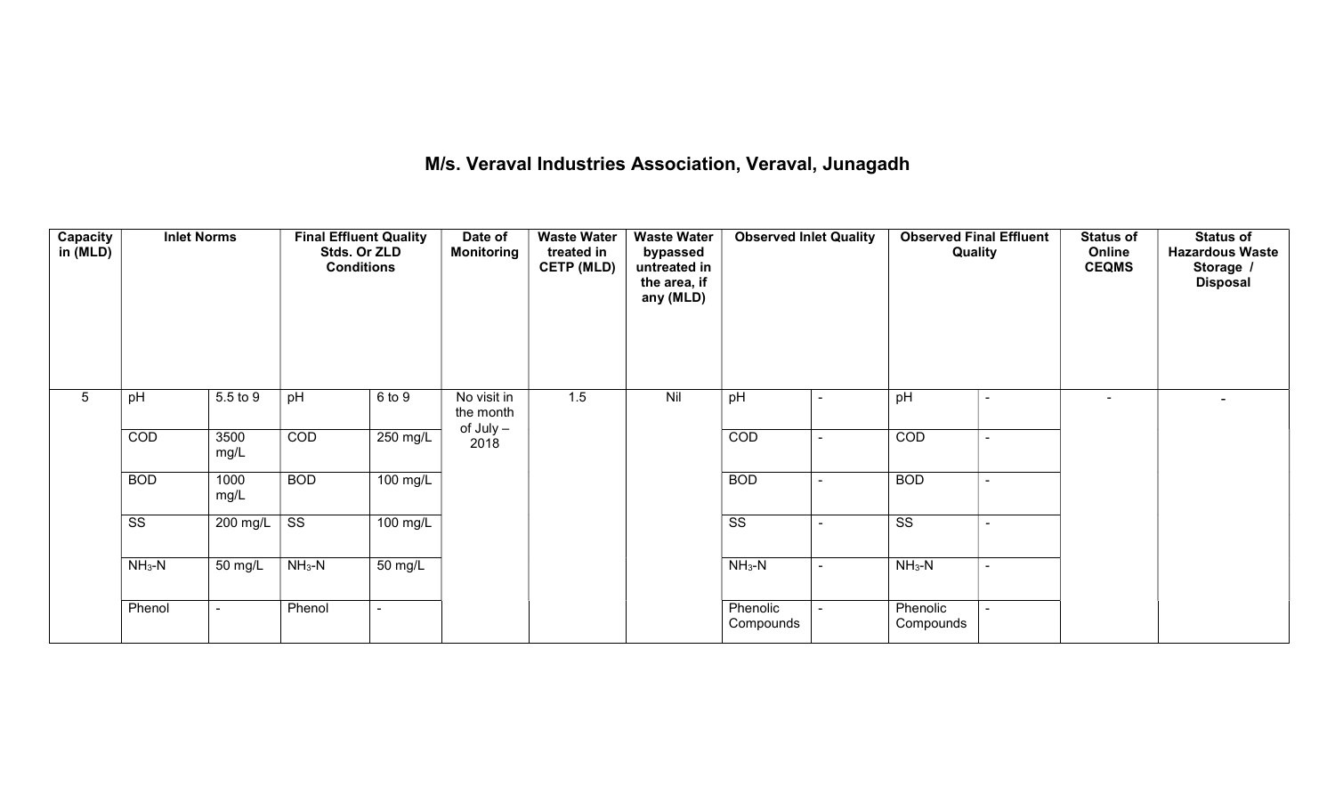# M/s. Veraval Industries Association, Veraval, Junagadh

| Capacity in (MLD) | Inlet Norms | | Final Effluent Quality Stds. Or ZLD Conditions | | Date of Monitoring | Waste Water treated in CETP (MLD) | Waste Water bypassed untreated in the area, if any (MLD) | Observed Inlet Quality | | Observed Final Effluent Quality | | Status of Online CEQMS | Status of Hazardous Waste Storage / Disposal |
|---|---|---|---|---|---|---|---|---|---|---|---|---|---|
| 5 | pH | 5.5 to 9 | pH | 6 to 9 | No visit in the month of July – 2018 | 1.5 | Nil | pH | - | pH | - | - | - |
| | COD | 3500 mg/L | COD | 250 mg/L | | | | COD | - | COD | - | | |
| | BOD | 1000 mg/L | BOD | 100 mg/L | | | | BOD | - | BOD | - | | |
| | SS | 200 mg/L | SS | 100 mg/L | | | | SS | - | SS | - | | |
| | $NH_3$-N | 50 mg/L | $NH_3$-N | 50 mg/L | | | | $NH_3$-N | - | $NH_3$-N | - | | |
| | Phenol | - | Phenol | - | | | | Phenolic Compounds | - | Phenolic Compounds | - | | |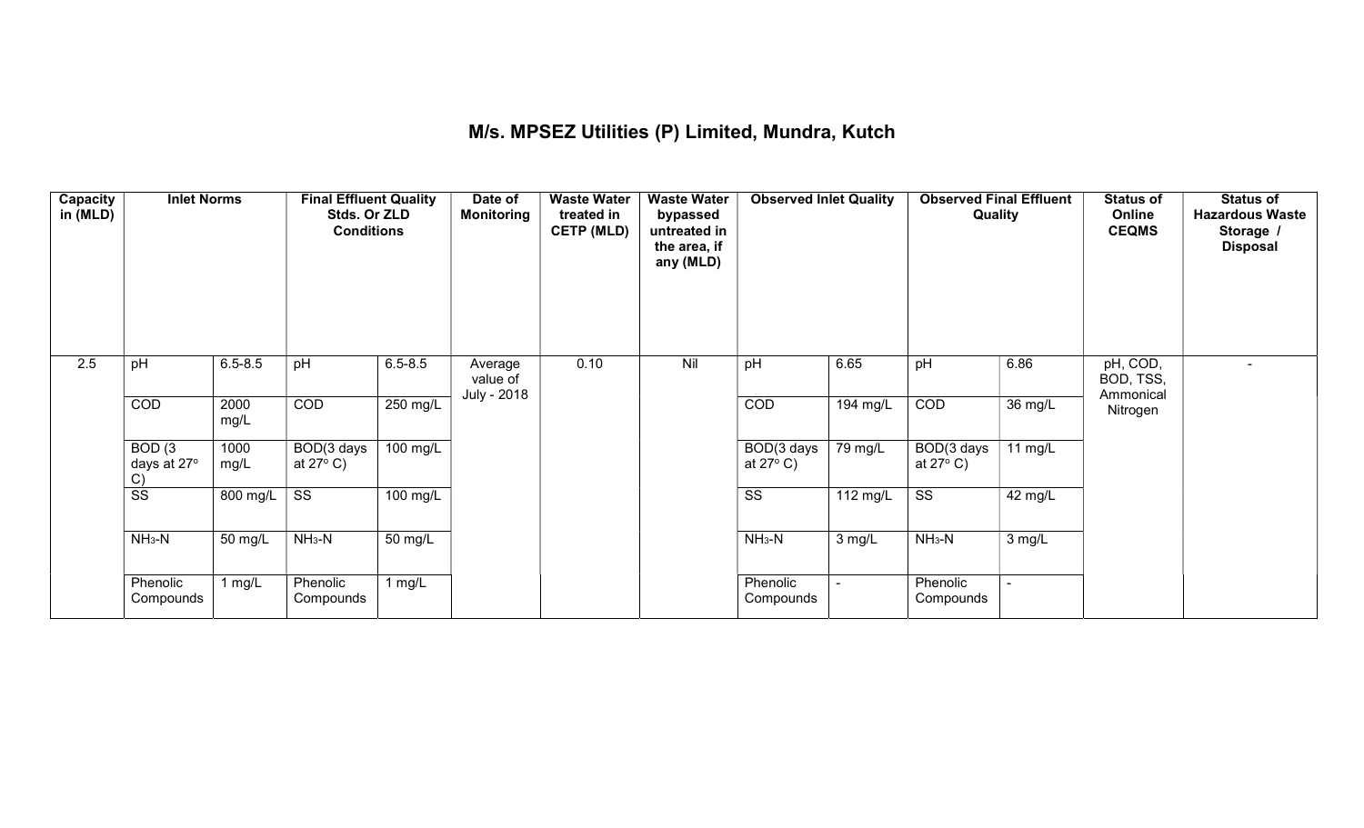# M/s. MPSEZ Utilities (P) Limited, Mundra, Kutch

| Capacity in (MLD) | Inlet Norms | | Final Effluent Quality Stds. Or ZLD Conditions | | Date of Monitoring | Waste Water treated in CETP (MLD) | Waste Water bypassed untreated in the area, if any (MLD) | Observed Inlet Quality | | Observed Final Effluent Quality | | Status of Online CEQMS | Status of Hazardous Waste Storage / Disposal |
|---|---|---|---|---|---|---|---|---|---|---|---|---|---|
| 2.5 | pH | 6.5-8.5 | pH | 6.5-8.5 | Average value of July - 2018 | 0.10 | Nil | pH | 6.65 | pH | 6.86 | pH, COD, BOD, TSS, Ammonical Nitrogen | - |
| | COD | 2000 mg/L | COD | 250 mg/L | | | | COD | 194 mg/L | COD | 36 mg/L | | |
| | BOD (3 days at 27° C) | 1000 mg/L | BOD(3 days at 27° C) | 100 mg/L | | | | BOD(3 days at 27° C) | 79 mg/L | BOD(3 days at 27° C) | 11 mg/L | | |
| | SS | 800 mg/L | SS | 100 mg/L | | | | SS | 112 mg/L | SS | 42 mg/L | | |
| | $NH_3$-N | 50 mg/L | $NH_3$-N | 50 mg/L | | | | $NH_3$-N | 3 mg/L | $NH_3$-N | 3 mg/L | | |
| | Phenolic Compounds | 1 mg/L | Phenolic Compounds | 1 mg/L | | | | Phenolic Compounds | - | Phenolic Compounds | - | | |